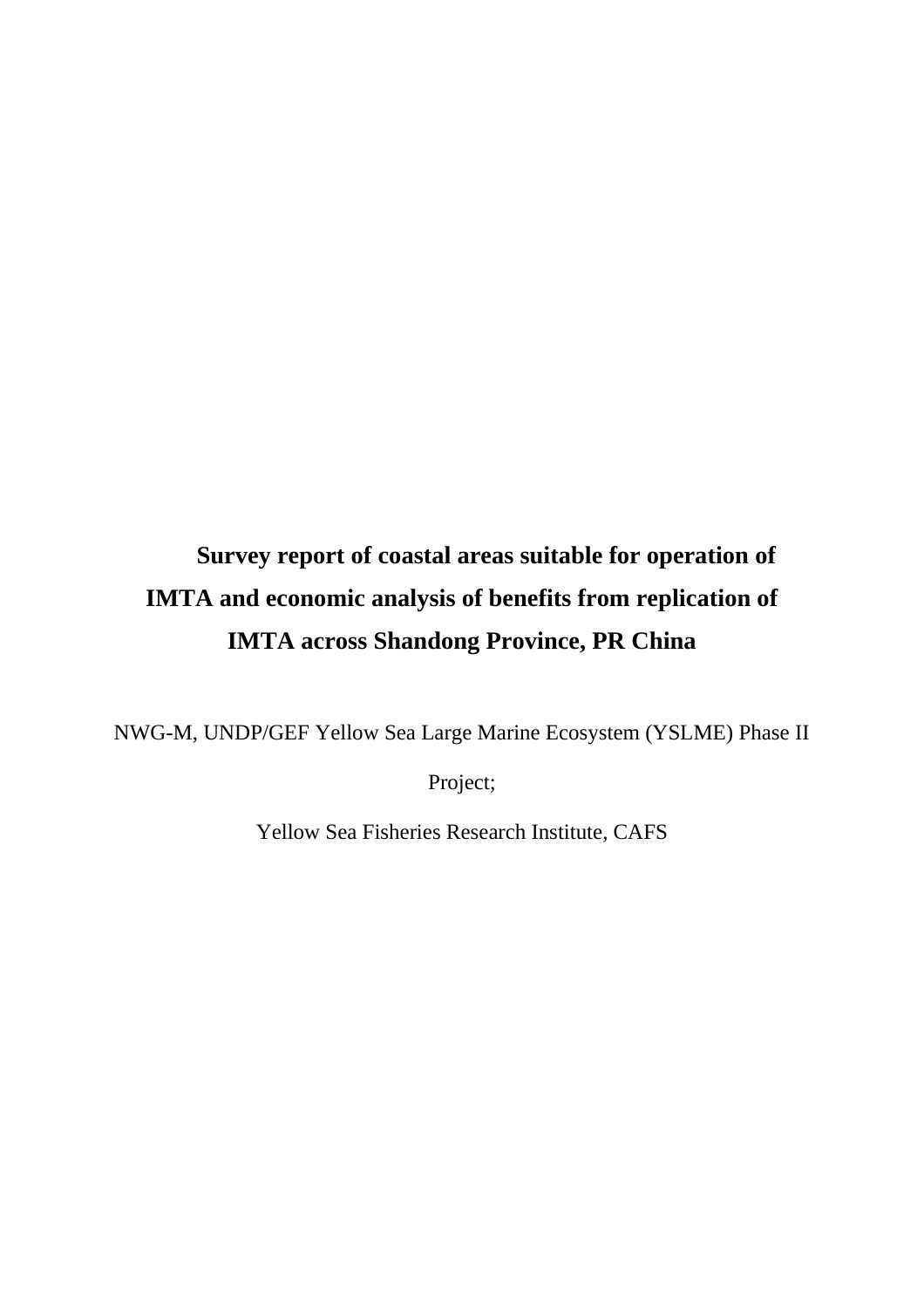# Survey report of coastal areas suitable for operation of IMTA and economic analysis of benefits from replication of IMTA across Shandong Province, PR China

NWG-M, UNDP/GEF Yellow Sea Large Marine Ecosystem (YSLME) Phase II Project;

Yellow Sea Fisheries Research Institute, CAFS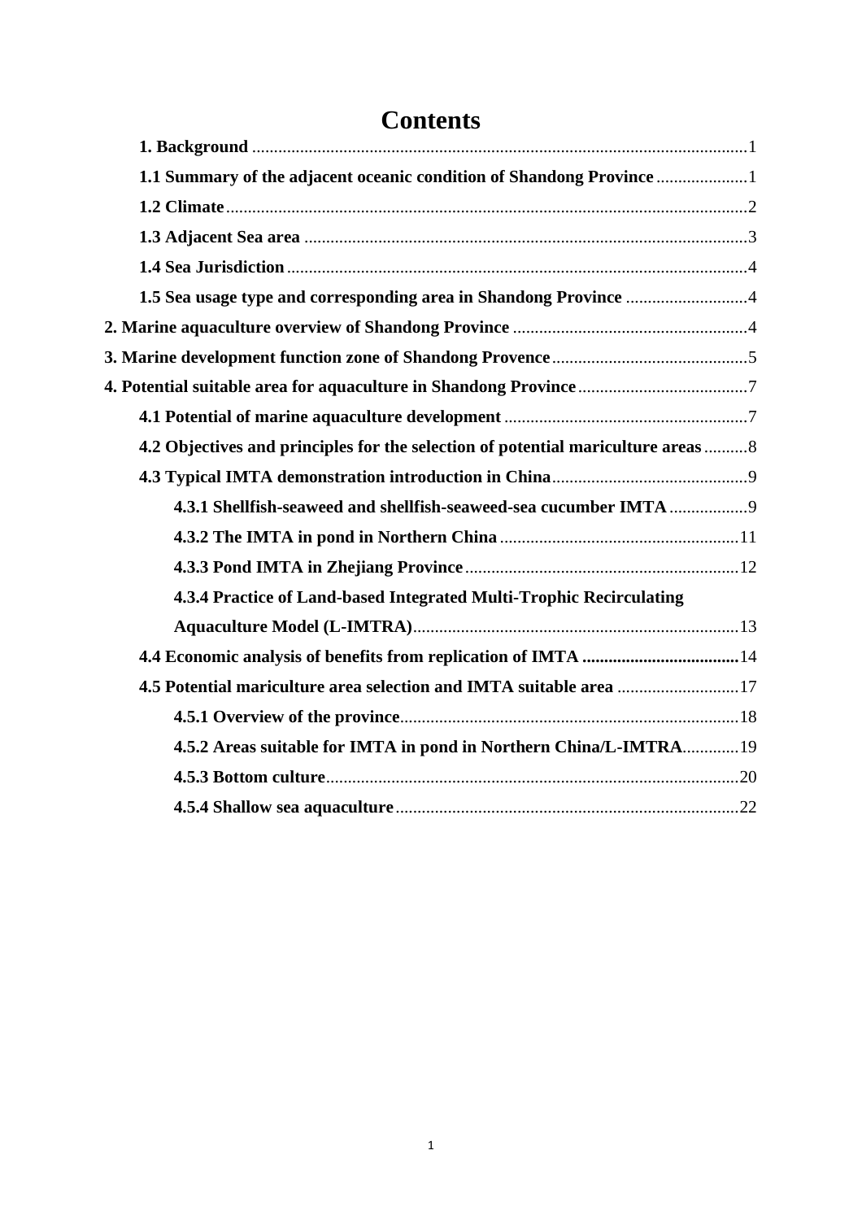# Contents

**1. Background** ................................................................................................................1

**1.1 Summary of the adjacent oceanic condition of Shandong Province** ....................1

**1.2 Climate** ......................................................................................................................2

**1.3 Adjacent Sea area** ....................................................................................................3

**1.4 Sea Jurisdiction** .........................................................................................................4

**1.5 Sea usage type and corresponding area in Shandong Province** ...........................4

**2. Marine aquaculture overview of Shandong Province** .....................................................4

**3. Marine development function zone of Shandong Provence** ............................................5

**4. Potential suitable area for aquaculture in Shandong Province** ......................................7

**4.1 Potential of marine aquaculture development** ........................................................7

**4.2 Objectives and principles for the selection of potential mariculture areas** ..........8

**4.3 Typical IMTA demonstration introduction in China** ............................................9

**4.3.1 Shellfish-seaweed and shellfish-seaweed-sea cucumber IMTA** .................9

**4.3.2 The IMTA in pond in Northern China** ......................................................11

**4.3.3 Pond IMTA in Zhejiang Province** ..............................................................12

**4.3.4 Practice of Land-based Integrated Multi-Trophic Recirculating Aquaculture Model (L-IMTRA)** ..........................................................................13

**4.4 Economic analysis of benefits from replication of IMTA** ....................................14

**4.5 Potential mariculture area selection and IMTA suitable area** ............................17

**4.5.1 Overview of the province** .............................................................................18

**4.5.2 Areas suitable for IMTA in pond in Northern China/L-IMTRA** .............19

**4.5.3 Bottom culture** ..............................................................................................20

**4.5.4 Shallow sea aquaculture** ..............................................................................22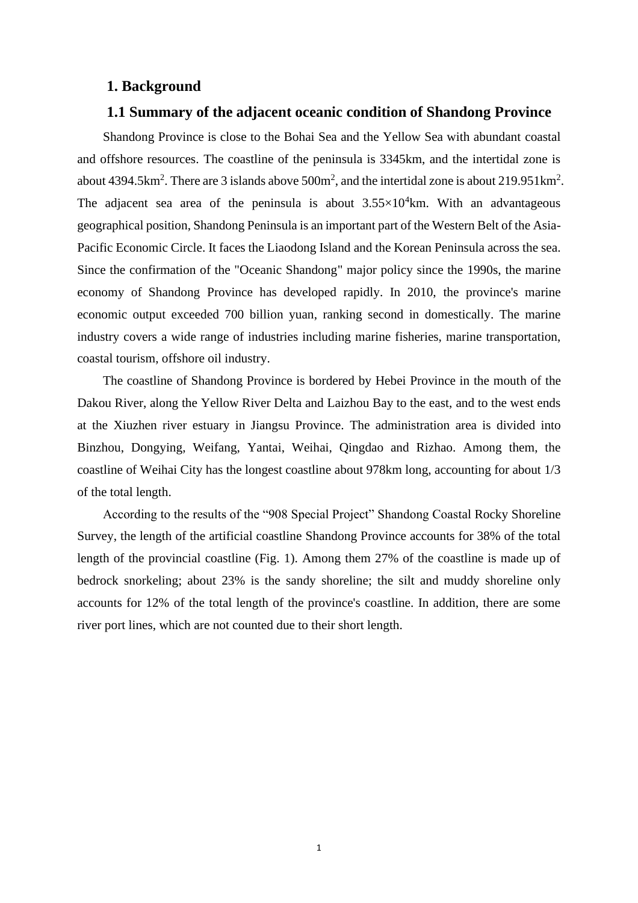# 1. Background

## 1.1 Summary of the adjacent oceanic condition of Shandong Province

Shandong Province is close to the Bohai Sea and the Yellow Sea with abundant coastal and offshore resources. The coastline of the peninsula is 3345km, and the intertidal zone is about 4394.5km$^2$. There are 3 islands above 500m$^2$, and the intertidal zone is about 219.951km$^2$. The adjacent sea area of the peninsula is about $3.55\times10^4$km. With an advantageous geographical position, Shandong Peninsula is an important part of the Western Belt of the Asia-Pacific Economic Circle. It faces the Liaodong Island and the Korean Peninsula across the sea. Since the confirmation of the "Oceanic Shandong" major policy since the 1990s, the marine economy of Shandong Province has developed rapidly. In 2010, the province's marine economic output exceeded 700 billion yuan, ranking second in domestically. The marine industry covers a wide range of industries including marine fisheries, marine transportation, coastal tourism, offshore oil industry.

The coastline of Shandong Province is bordered by Hebei Province in the mouth of the Dakou River, along the Yellow River Delta and Laizhou Bay to the east, and to the west ends at the Xiuzhen river estuary in Jiangsu Province. The administration area is divided into Binzhou, Dongying, Weifang, Yantai, Weihai, Qingdao and Rizhao. Among them, the coastline of Weihai City has the longest coastline about 978km long, accounting for about 1/3 of the total length.

According to the results of the "908 Special Project" Shandong Coastal Rocky Shoreline Survey, the length of the artificial coastline Shandong Province accounts for 38% of the total length of the provincial coastline (Fig. 1). Among them 27% of the coastline is made up of bedrock snorkeling; about 23% is the sandy shoreline; the silt and muddy shoreline only accounts for 12% of the total length of the province's coastline. In addition, there are some river port lines, which are not counted due to their short length.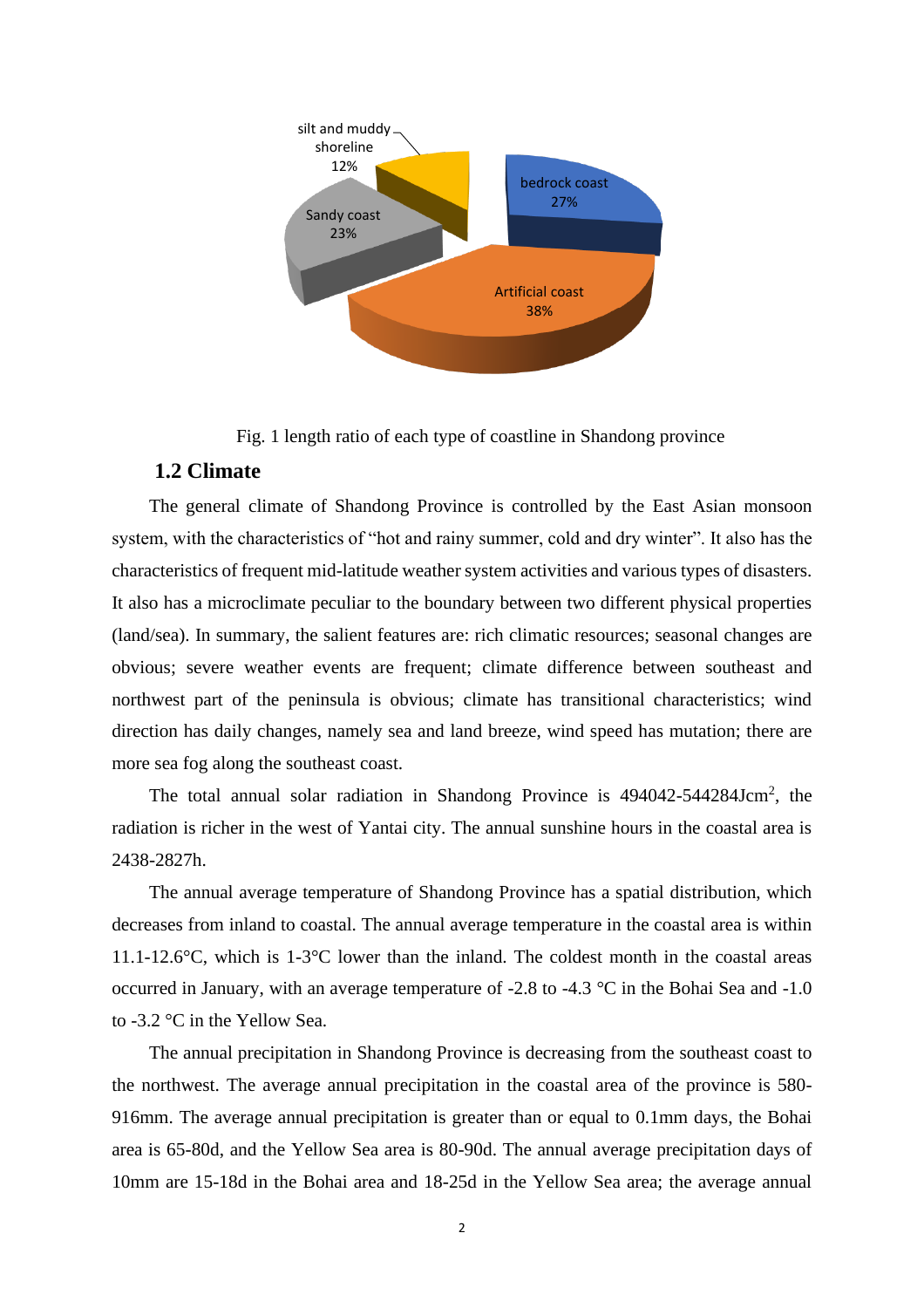Fig. 1 length ratio of each type of coastline in Shandong province

## 1.2 Climate

The general climate of Shandong Province is controlled by the East Asian monsoon system, with the characteristics of "hot and rainy summer, cold and dry winter". It also has the characteristics of frequent mid-latitude weather system activities and various types of disasters. It also has a microclimate peculiar to the boundary between two different physical properties (land/sea). In summary, the salient features are: rich climatic resources; seasonal changes are obvious; severe weather events are frequent; climate difference between southeast and northwest part of the peninsula is obvious; climate has transitional characteristics; wind direction has daily changes, namely sea and land breeze, wind speed has mutation; there are more sea fog along the southeast coast.

The total annual solar radiation in Shandong Province is 494042-544284Jcm$^2$, the radiation is richer in the west of Yantai city. The annual sunshine hours in the coastal area is 2438-2827h.

The annual average temperature of Shandong Province has a spatial distribution, which decreases from inland to coastal. The annual average temperature in the coastal area is within 11.1-12.6°C, which is 1-3°C lower than the inland. The coldest month in the coastal areas occurred in January, with an average temperature of -2.8 to -4.3 °C in the Bohai Sea and -1.0 to -3.2 °C in the Yellow Sea.

The annual precipitation in Shandong Province is decreasing from the southeast coast to the northwest. The average annual precipitation in the coastal area of the province is 580-916mm. The average annual precipitation is greater than or equal to 0.1mm days, the Bohai area is 65-80d, and the Yellow Sea area is 80-90d. The annual average precipitation days of 10mm are 15-18d in the Bohai area and 18-25d in the Yellow Sea area; the average annual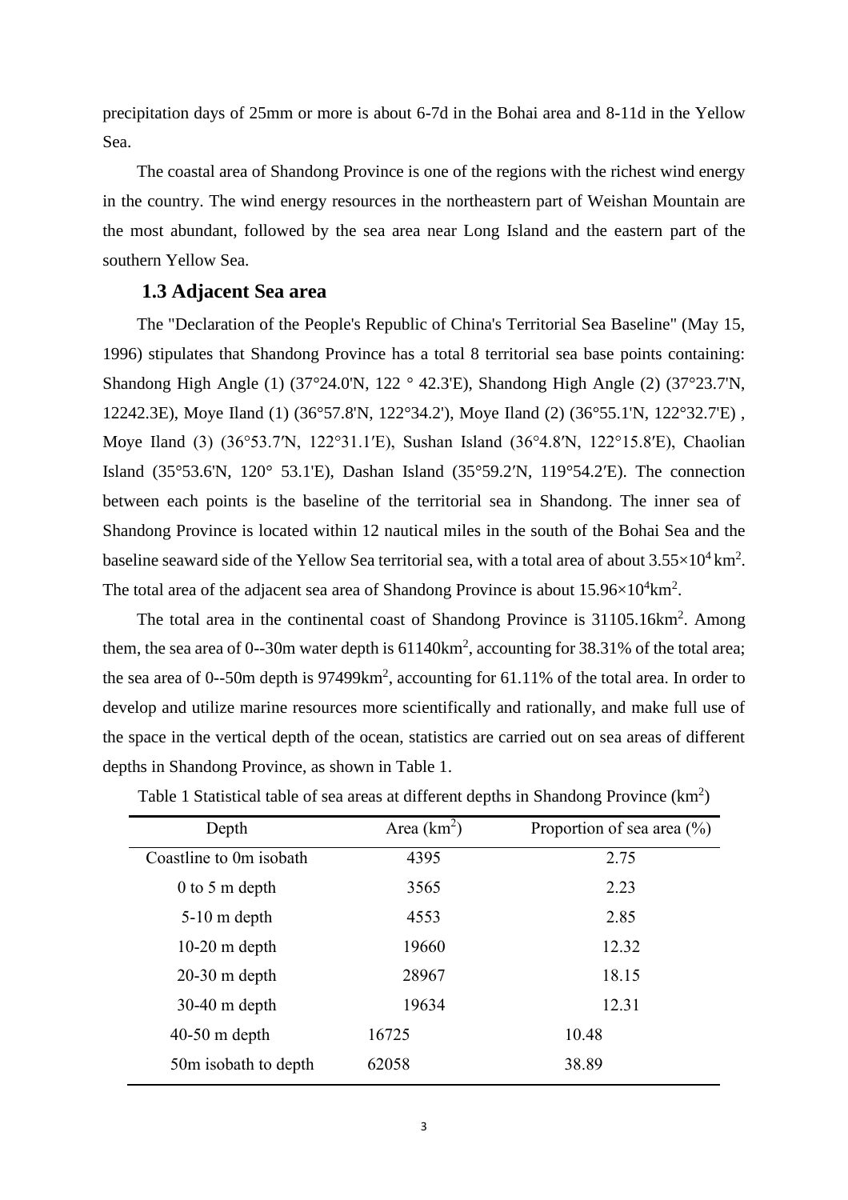precipitation days of 25mm or more is about 6-7d in the Bohai area and 8-11d in the Yellow Sea.

The coastal area of Shandong Province is one of the regions with the richest wind energy in the country. The wind energy resources in the northeastern part of Weishan Mountain are the most abundant, followed by the sea area near Long Island and the eastern part of the southern Yellow Sea.

## 1.3 Adjacent Sea area

The "Declaration of the People's Republic of China's Territorial Sea Baseline" (May 15, 1996) stipulates that Shandong Province has a total 8 territorial sea base points containing: Shandong High Angle (1) (37°24.0'N, 122 ° 42.3'E), Shandong High Angle (2) (37°23.7'N, 12242.3E), Moye Iland (1) (36°57.8'N, 122°34.2'), Moye Iland (2) (36°55.1'N, 122°32.7'E) , Moye Iland (3) (36°53.7′N, 122°31.1′E), Sushan Island (36°4.8′N, 122°15.8′E), Chaolian Island (35°53.6'N, 120° 53.1'E), Dashan Island (35°59.2′N, 119°54.2′E). The connection between each points is the baseline of the territorial sea in Shandong. The inner sea of Shandong Province is located within 12 nautical miles in the south of the Bohai Sea and the baseline seaward side of the Yellow Sea territorial sea, with a total area of about $3.55\times10^4$ km$^2$. The total area of the adjacent sea area of Shandong Province is about $15.96\times10^4$km$^2$.

The total area in the continental coast of Shandong Province is 31105.16km$^2$. Among them, the sea area of 0--30m water depth is 61140km$^2$, accounting for 38.31% of the total area; the sea area of 0--50m depth is 97499km$^2$, accounting for 61.11% of the total area. In order to develop and utilize marine resources more scientifically and rationally, and make full use of the space in the vertical depth of the ocean, statistics are carried out on sea areas of different depths in Shandong Province, as shown in Table 1.

Table 1 Statistical table of sea areas at different depths in Shandong Province (km$^2$)

| Depth | Area (km$^2$) | Proportion of sea area (%) |
|---|---|---|
| Coastline to 0m isobath | 4395 | 2.75 |
| 0 to 5 m depth | 3565 | 2.23 |
| 5-10 m depth | 4553 | 2.85 |
| 10-20 m depth | 19660 | 12.32 |
| 20-30 m depth | 28967 | 18.15 |
| 30-40 m depth | 19634 | 12.31 |
| 40-50 m depth | 16725 | 10.48 |
| 50m isobath to depth | 62058 | 38.89 |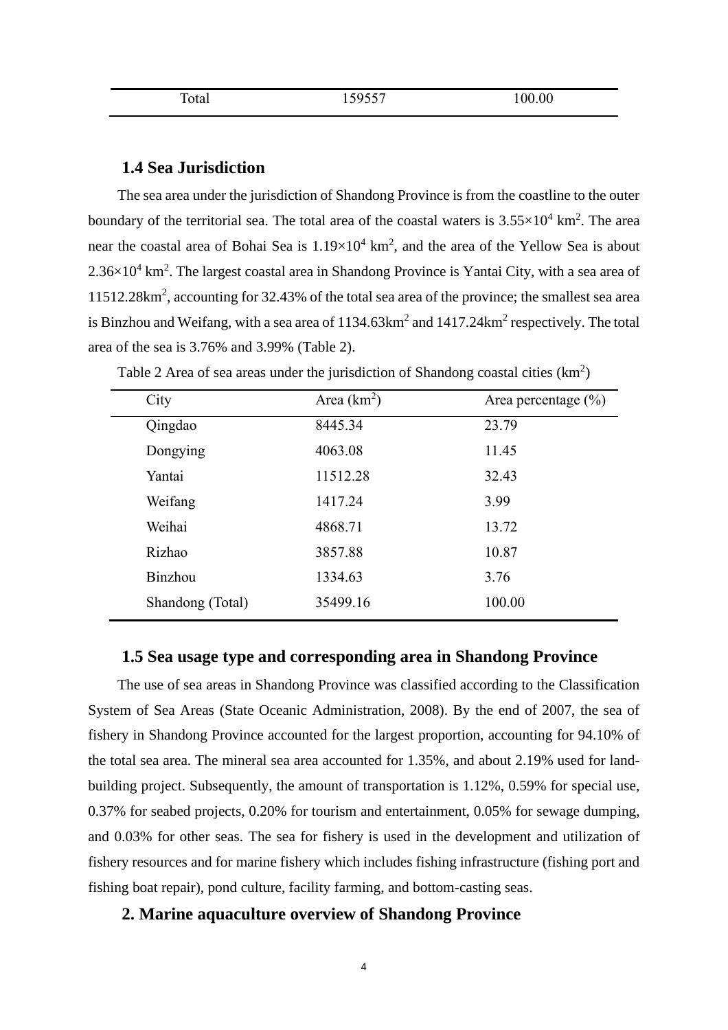| Total | 159557 | 100.00 |
|---|---|---|

### 1.4 Sea Jurisdiction

The sea area under the jurisdiction of Shandong Province is from the coastline to the outer boundary of the territorial sea. The total area of the coastal waters is $3.55\times10^4$ km$^2$. The area near the coastal area of Bohai Sea is $1.19\times10^4$ km$^2$, and the area of the Yellow Sea is about $2.36\times10^4$ km$^2$. The largest coastal area in Shandong Province is Yantai City, with a sea area of 11512.28km$^2$, accounting for 32.43% of the total sea area of the province; the smallest sea area is Binzhou and Weifang, with a sea area of 1134.63km$^2$ and 1417.24km$^2$ respectively. The total area of the sea is 3.76% and 3.99% (Table 2).

Table 2 Area of sea areas under the jurisdiction of Shandong coastal cities (km$^2$)

| City | Area (km$^2$) | Area percentage (%) |
|---|---|---|
| Qingdao | 8445.34 | 23.79 |
| Dongying | 4063.08 | 11.45 |
| Yantai | 11512.28 | 32.43 |
| Weifang | 1417.24 | 3.99 |
| Weihai | 4868.71 | 13.72 |
| Rizhao | 3857.88 | 10.87 |
| Binzhou | 1334.63 | 3.76 |
| Shandong (Total) | 35499.16 | 100.00 |

### 1.5 Sea usage type and corresponding area in Shandong Province

The use of sea areas in Shandong Province was classified according to the Classification System of Sea Areas (State Oceanic Administration, 2008). By the end of 2007, the sea of fishery in Shandong Province accounted for the largest proportion, accounting for 94.10% of the total sea area. The mineral sea area accounted for 1.35%, and about 2.19% used for land-building project. Subsequently, the amount of transportation is 1.12%, 0.59% for special use, 0.37% for seabed projects, 0.20% for tourism and entertainment, 0.05% for sewage dumping, and 0.03% for other seas. The sea for fishery is used in the development and utilization of fishery resources and for marine fishery which includes fishing infrastructure (fishing port and fishing boat repair), pond culture, facility farming, and bottom-casting seas.

## 2. Marine aquaculture overview of Shandong Province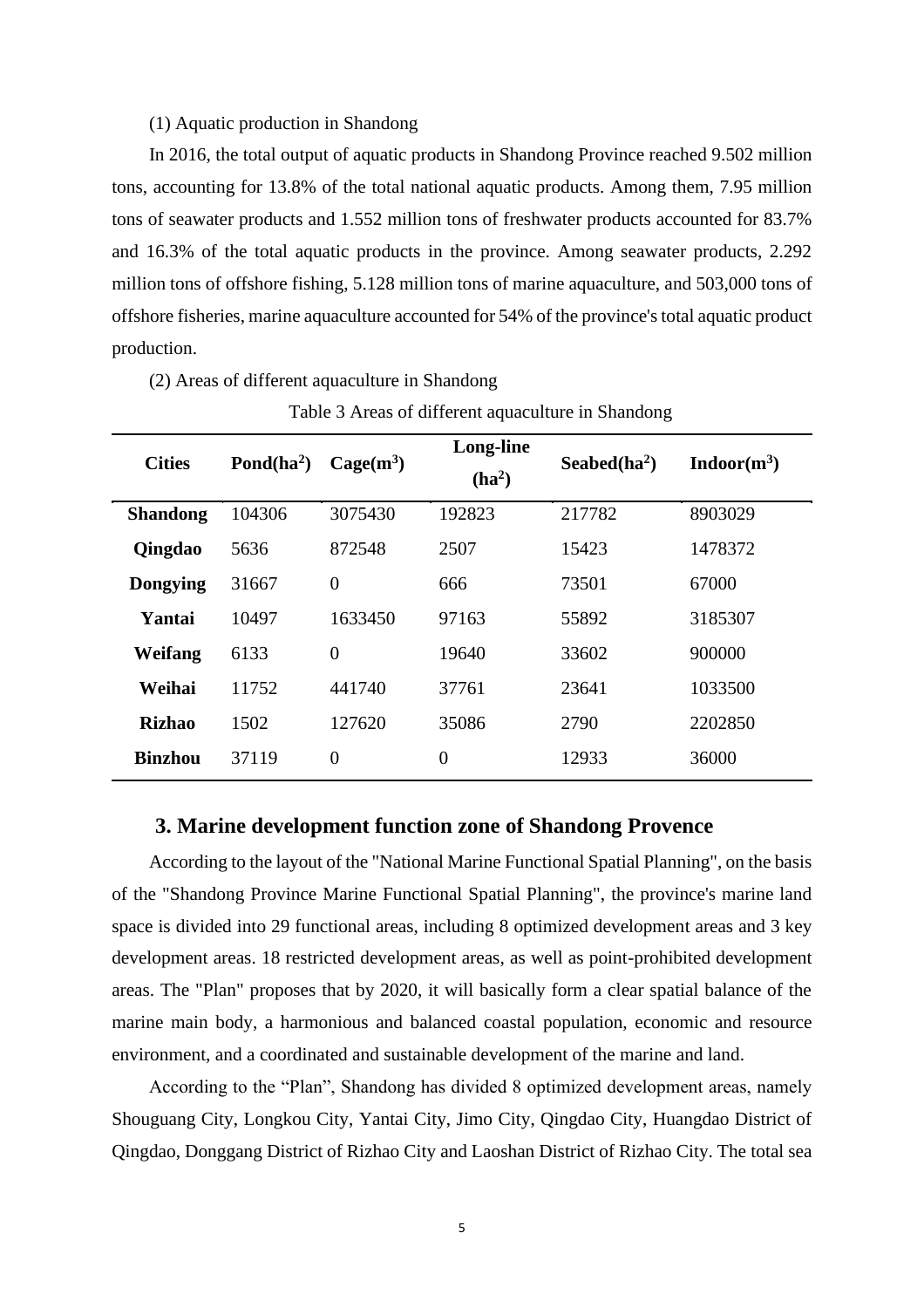(1) Aquatic production in Shandong

In 2016, the total output of aquatic products in Shandong Province reached 9.502 million tons, accounting for 13.8% of the total national aquatic products. Among them, 7.95 million tons of seawater products and 1.552 million tons of freshwater products accounted for 83.7% and 16.3% of the total aquatic products in the province. Among seawater products, 2.292 million tons of offshore fishing, 5.128 million tons of marine aquaculture, and 503,000 tons of offshore fisheries, marine aquaculture accounted for 54% of the province's total aquatic product production.

(2) Areas of different aquaculture in Shandong

Table 3 Areas of different aquaculture in Shandong

| Cities | Pond($ha^2$) | Cage($m^3$) | Long-line ($ha^2$) | Seabed($ha^2$) | Indoor($m^3$) |
|---|---|---|---|---|---|
| **Shandong** | 104306 | 3075430 | 192823 | 217782 | 8903029 |
| **Qingdao** | 5636 | 872548 | 2507 | 15423 | 1478372 |
| **Dongying** | 31667 | 0 | 666 | 73501 | 67000 |
| **Yantai** | 10497 | 1633450 | 97163 | 55892 | 3185307 |
| **Weifang** | 6133 | 0 | 19640 | 33602 | 900000 |
| **Weihai** | 11752 | 441740 | 37761 | 23641 | 1033500 |
| **Rizhao** | 1502 | 127620 | 35086 | 2790 | 2202850 |
| **Binzhou** | 37119 | 0 | 0 | 12933 | 36000 |

## 3. Marine development function zone of Shandong Provence

According to the layout of the "National Marine Functional Spatial Planning", on the basis of the "Shandong Province Marine Functional Spatial Planning", the province's marine land space is divided into 29 functional areas, including 8 optimized development areas and 3 key development areas. 18 restricted development areas, as well as point-prohibited development areas. The "Plan" proposes that by 2020, it will basically form a clear spatial balance of the marine main body, a harmonious and balanced coastal population, economic and resource environment, and a coordinated and sustainable development of the marine and land.

According to the "Plan", Shandong has divided 8 optimized development areas, namely Shouguang City, Longkou City, Yantai City, Jimo City, Qingdao City, Huangdao District of Qingdao, Donggang District of Rizhao City and Laoshan District of Rizhao City. The total sea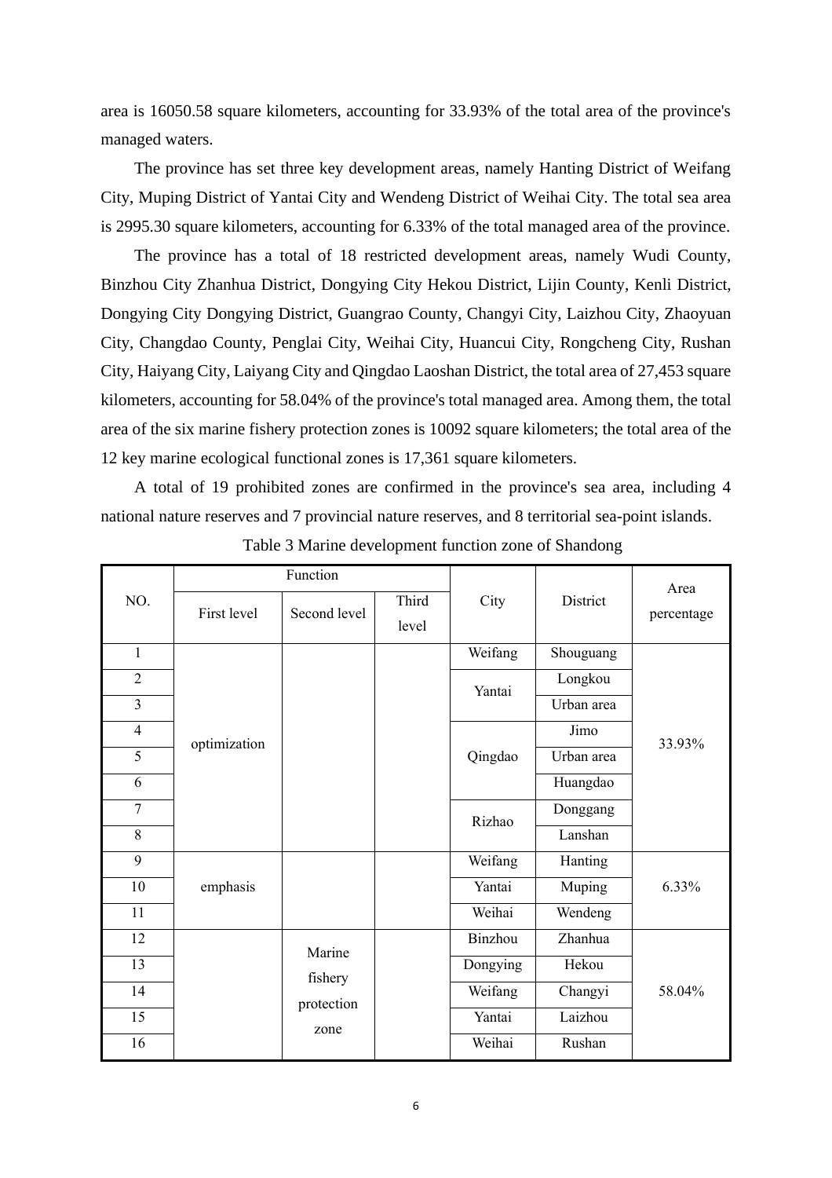area is 16050.58 square kilometers, accounting for 33.93% of the total area of the province's managed waters.

The province has set three key development areas, namely Hanting District of Weifang City, Muping District of Yantai City and Wendeng District of Weihai City. The total sea area is 2995.30 square kilometers, accounting for 6.33% of the total managed area of the province.

The province has a total of 18 restricted development areas, namely Wudi County, Binzhou City Zhanhua District, Dongying City Hekou District, Lijin County, Kenli District, Dongying City Dongying District, Guangrao County, Changyi City, Laizhou City, Zhaoyuan City, Changdao County, Penglai City, Weihai City, Huancui City, Rongcheng City, Rushan City, Haiyang City, Laiyang City and Qingdao Laoshan District, the total area of 27,453 square kilometers, accounting for 58.04% of the province's total managed area. Among them, the total area of the six marine fishery protection zones is 10092 square kilometers; the total area of the 12 key marine ecological functional zones is 17,361 square kilometers.

A total of 19 prohibited zones are confirmed in the province's sea area, including 4 national nature reserves and 7 provincial nature reserves, and 8 territorial sea-point islands.

Table 3 Marine development function zone of Shandong

| NO. | Function | | | City | District | Area percentage |
|---|---|---|---|---|---|---|
| | First level | Second level | Third level | | | |
| 1 | optimization | | | Weifang | Shouguang | 33.93% |
| 2 | | | | Yantai | Longkou | |
| 3 | | | | | Urban area | |
| 4 | | | | Qingdao | Jimo | |
| 5 | | | | | Urban area | |
| 6 | | | | | Huangdao | |
| 7 | | | | Rizhao | Donggang | |
| 8 | | | | | Lanshan | |
| 9 | emphasis | | | Weifang | Hanting | 6.33% |
| 10 | | | | Yantai | Muping | |
| 11 | | | | Weihai | Wendeng | |
| 12 | | Marine fishery protection zone | | Binzhou | Zhanhua | 58.04% |
| 13 | | | | Dongying | Hekou | |
| 14 | | | | Weifang | Changyi | |
| 15 | | | | Yantai | Laizhou | |
| 16 | | | | Weihai | Rushan | |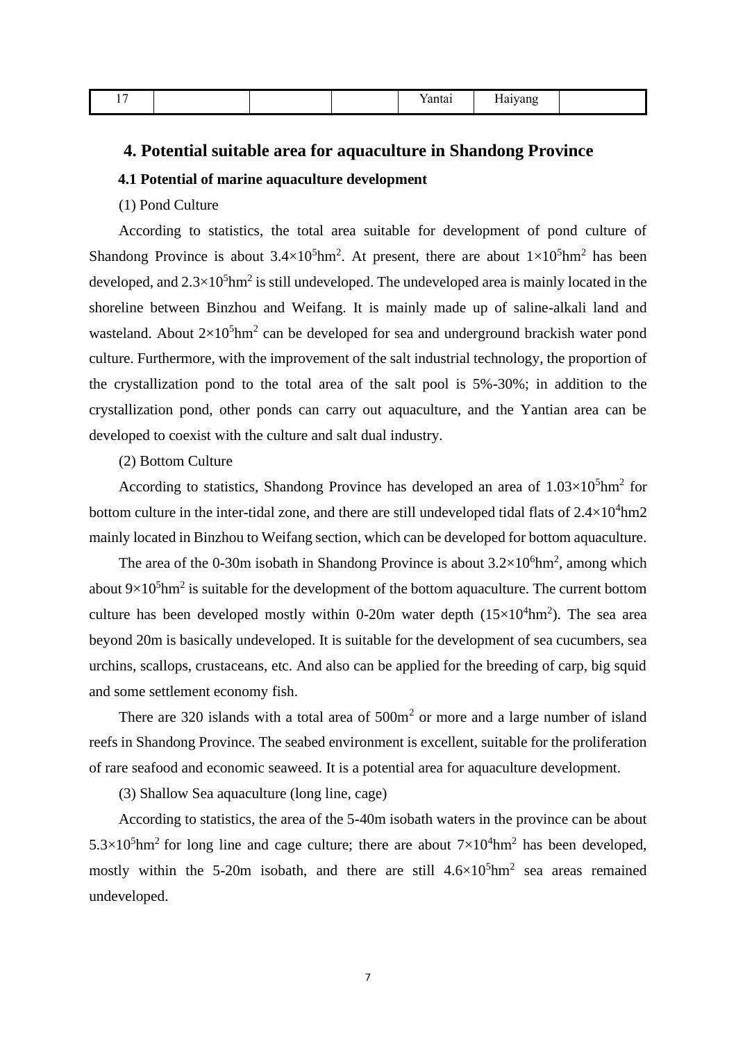| 17 | | | | Yantai | Haiyang | |
|---|---|---|---|---|---|---|

## 4. Potential suitable area for aquaculture in Shandong Province

### 4.1 Potential of marine aquaculture development

(1) Pond Culture

According to statistics, the total area suitable for development of pond culture of Shandong Province is about $3.4\times10^5$hm$^2$. At present, there are about $1\times10^5$hm$^2$ has been developed, and $2.3\times10^5$hm$^2$ is still undeveloped. The undeveloped area is mainly located in the shoreline between Binzhou and Weifang. It is mainly made up of saline-alkali land and wasteland. About $2\times10^5$hm$^2$ can be developed for sea and underground brackish water pond culture. Furthermore, with the improvement of the salt industrial technology, the proportion of the crystallization pond to the total area of the salt pool is 5%-30%; in addition to the crystallization pond, other ponds can carry out aquaculture, and the Yantian area can be developed to coexist with the culture and salt dual industry.

(2) Bottom Culture

According to statistics, Shandong Province has developed an area of $1.03\times10^5$hm$^2$ for bottom culture in the inter-tidal zone, and there are still undeveloped tidal flats of $2.4\times10^4$hm2 mainly located in Binzhou to Weifang section, which can be developed for bottom aquaculture.

The area of the 0-30m isobath in Shandong Province is about $3.2\times10^6$hm$^2$, among which about $9\times10^5$hm$^2$ is suitable for the development of the bottom aquaculture. The current bottom culture has been developed mostly within 0-20m water depth ($15\times10^4$hm$^2$). The sea area beyond 20m is basically undeveloped. It is suitable for the development of sea cucumbers, sea urchins, scallops, crustaceans, etc. And also can be applied for the breeding of carp, big squid and some settlement economy fish.

There are 320 islands with a total area of 500m$^2$ or more and a large number of island reefs in Shandong Province. The seabed environment is excellent, suitable for the proliferation of rare seafood and economic seaweed. It is a potential area for aquaculture development.

(3) Shallow Sea aquaculture (long line, cage)

According to statistics, the area of the 5-40m isobath waters in the province can be about $5.3\times10^5$hm$^2$ for long line and cage culture; there are about $7\times10^4$hm$^2$ has been developed, mostly within the 5-20m isobath, and there are still $4.6\times10^5$hm$^2$ sea areas remained undeveloped.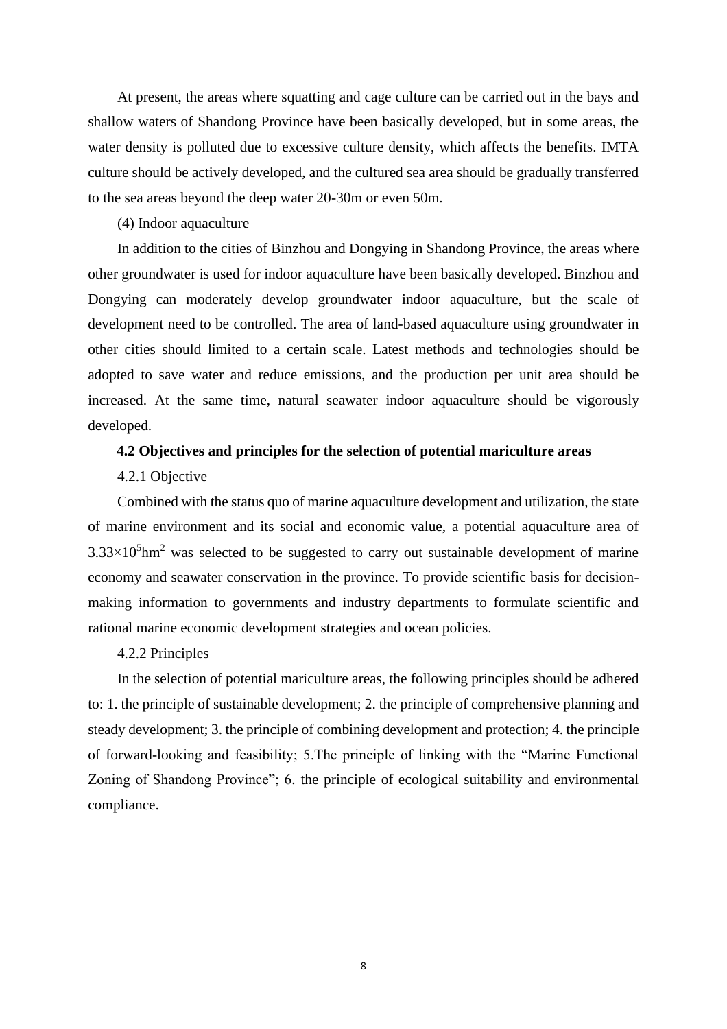At present, the areas where squatting and cage culture can be carried out in the bays and shallow waters of Shandong Province have been basically developed, but in some areas, the water density is polluted due to excessive culture density, which affects the benefits. IMTA culture should be actively developed, and the cultured sea area should be gradually transferred to the sea areas beyond the deep water 20-30m or even 50m.

(4) Indoor aquaculture

In addition to the cities of Binzhou and Dongying in Shandong Province, the areas where other groundwater is used for indoor aquaculture have been basically developed. Binzhou and Dongying can moderately develop groundwater indoor aquaculture, but the scale of development need to be controlled. The area of land-based aquaculture using groundwater in other cities should limited to a certain scale. Latest methods and technologies should be adopted to save water and reduce emissions, and the production per unit area should be increased. At the same time, natural seawater indoor aquaculture should be vigorously developed.

### 4.2 Objectives and principles for the selection of potential mariculture areas

#### 4.2.1 Objective

Combined with the status quo of marine aquaculture development and utilization, the state of marine environment and its social and economic value, a potential aquaculture area of $3.33\times10^{5}hm^{2}$ was selected to be suggested to carry out sustainable development of marine economy and seawater conservation in the province. To provide scientific basis for decision-making information to governments and industry departments to formulate scientific and rational marine economic development strategies and ocean policies.

#### 4.2.2 Principles

In the selection of potential mariculture areas, the following principles should be adhered to: 1. the principle of sustainable development; 2. the principle of comprehensive planning and steady development; 3. the principle of combining development and protection; 4. the principle of forward-looking and feasibility; 5.The principle of linking with the “Marine Functional Zoning of Shandong Province”; 6. the principle of ecological suitability and environmental compliance.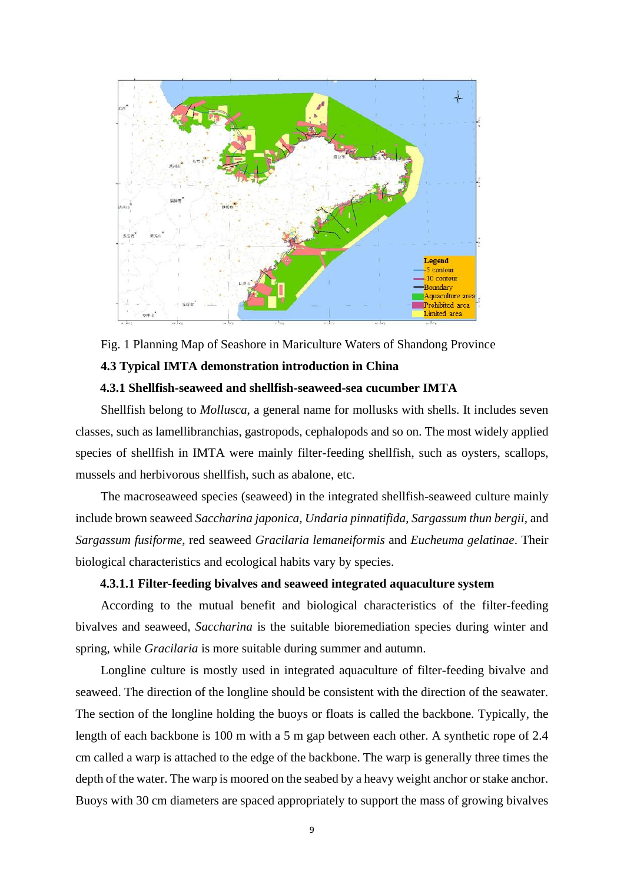Fig. 1 Planning Map of Seashore in Mariculture Waters of Shandong Province

### 4.3 Typical IMTA demonstration introduction in China

#### 4.3.1 Shellfish-seaweed and shellfish-seaweed-sea cucumber IMTA

Shellfish belong to *Mollusca*, a general name for mollusks with shells. It includes seven classes, such as lamellibranchias, gastropods, cephalopods and so on. The most widely applied species of shellfish in IMTA were mainly filter-feeding shellfish, such as oysters, scallops, mussels and herbivorous shellfish, such as abalone, etc.

The macroseaweed species (seaweed) in the integrated shellfish-seaweed culture mainly include brown seaweed *Saccharina japonica, Undaria pinnatifida, Sargassum thun bergii*, and *Sargassum fusiforme*, red seaweed *Gracilaria lemaneiformis* and *Eucheuma gelatinae*. Their biological characteristics and ecological habits vary by species.

##### 4.3.1.1 Filter-feeding bivalves and seaweed integrated aquaculture system

According to the mutual benefit and biological characteristics of the filter-feeding bivalves and seaweed, *Saccharina* is the suitable bioremediation species during winter and spring, while *Gracilaria* is more suitable during summer and autumn.

Longline culture is mostly used in integrated aquaculture of filter-feeding bivalve and seaweed. The direction of the longline should be consistent with the direction of the seawater. The section of the longline holding the buoys or floats is called the backbone. Typically, the length of each backbone is 100 m with a 5 m gap between each other. A synthetic rope of 2.4 cm called a warp is attached to the edge of the backbone. The warp is generally three times the depth of the water. The warp is moored on the seabed by a heavy weight anchor or stake anchor. Buoys with 30 cm diameters are spaced appropriately to support the mass of growing bivalves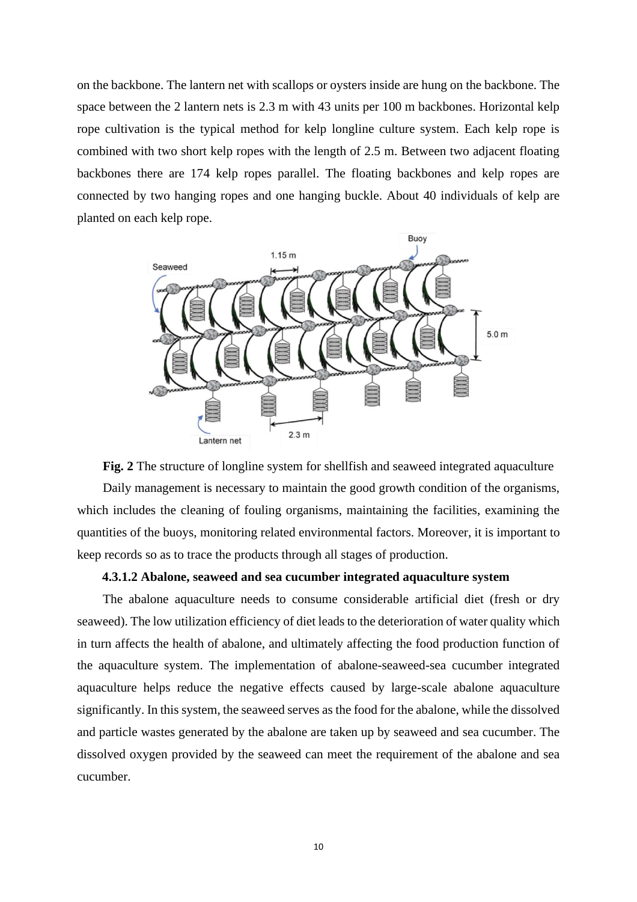on the backbone. The lantern net with scallops or oysters inside are hung on the backbone. The space between the 2 lantern nets is 2.3 m with 43 units per 100 m backbones. Horizontal kelp rope cultivation is the typical method for kelp longline culture system. Each kelp rope is combined with two short kelp ropes with the length of 2.5 m. Between two adjacent floating backbones there are 174 kelp ropes parallel. The floating backbones and kelp ropes are connected by two hanging ropes and one hanging buckle. About 40 individuals of kelp are planted on each kelp rope.

**Fig. 2** The structure of longline system for shellfish and seaweed integrated aquaculture

Daily management is necessary to maintain the good growth condition of the organisms, which includes the cleaning of fouling organisms, maintaining the facilities, examining the quantities of the buoys, monitoring related environmental factors. Moreover, it is important to keep records so as to trace the products through all stages of production.

#### 4.3.1.2 Abalone, seaweed and sea cucumber integrated aquaculture system

The abalone aquaculture needs to consume considerable artificial diet (fresh or dry seaweed). The low utilization efficiency of diet leads to the deterioration of water quality which in turn affects the health of abalone, and ultimately affecting the food production function of the aquaculture system. The implementation of abalone-seaweed-sea cucumber integrated aquaculture helps reduce the negative effects caused by large-scale abalone aquaculture significantly. In this system, the seaweed serves as the food for the abalone, while the dissolved and particle wastes generated by the abalone are taken up by seaweed and sea cucumber. The dissolved oxygen provided by the seaweed can meet the requirement of the abalone and sea cucumber.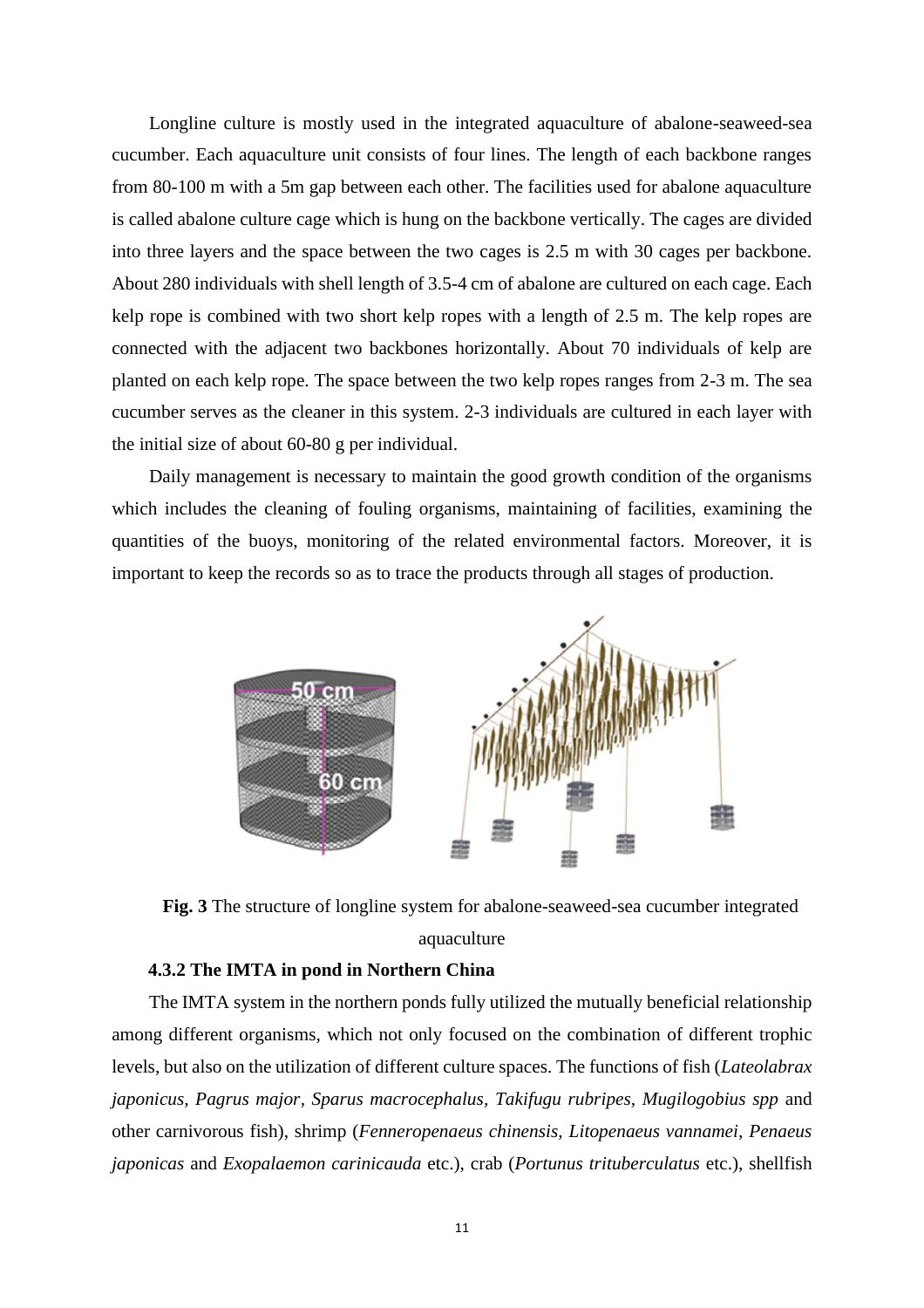Longline culture is mostly used in the integrated aquaculture of abalone-seaweed-sea cucumber. Each aquaculture unit consists of four lines. The length of each backbone ranges from 80-100 m with a 5m gap between each other. The facilities used for abalone aquaculture is called abalone culture cage which is hung on the backbone vertically. The cages are divided into three layers and the space between the two cages is 2.5 m with 30 cages per backbone. About 280 individuals with shell length of 3.5-4 cm of abalone are cultured on each cage. Each kelp rope is combined with two short kelp ropes with a length of 2.5 m. The kelp ropes are connected with the adjacent two backbones horizontally. About 70 individuals of kelp are planted on each kelp rope. The space between the two kelp ropes ranges from 2-3 m. The sea cucumber serves as the cleaner in this system. 2-3 individuals are cultured in each layer with the initial size of about 60-80 g per individual.

Daily management is necessary to maintain the good growth condition of the organisms which includes the cleaning of fouling organisms, maintaining of facilities, examining the quantities of the buoys, monitoring of the related environmental factors. Moreover, it is important to keep the records so as to trace the products through all stages of production.

**Fig. 3** The structure of longline system for abalone-seaweed-sea cucumber integrated aquaculture

#### 4.3.2 The IMTA in pond in Northern China

The IMTA system in the northern ponds fully utilized the mutually beneficial relationship among different organisms, which not only focused on the combination of different trophic levels, but also on the utilization of different culture spaces. The functions of fish (*Lateolabrax japonicus, Pagrus major, Sparus macrocephalus, Takifugu rubripes, Mugilogobius spp* and other carnivorous fish), shrimp (*Fenneropenaeus chinensis, Litopenaeus vannamei*, *Penaeus japonicas* and *Exopalaemon carinicauda* etc.), crab (*Portunus trituberculatus* etc.), shellfish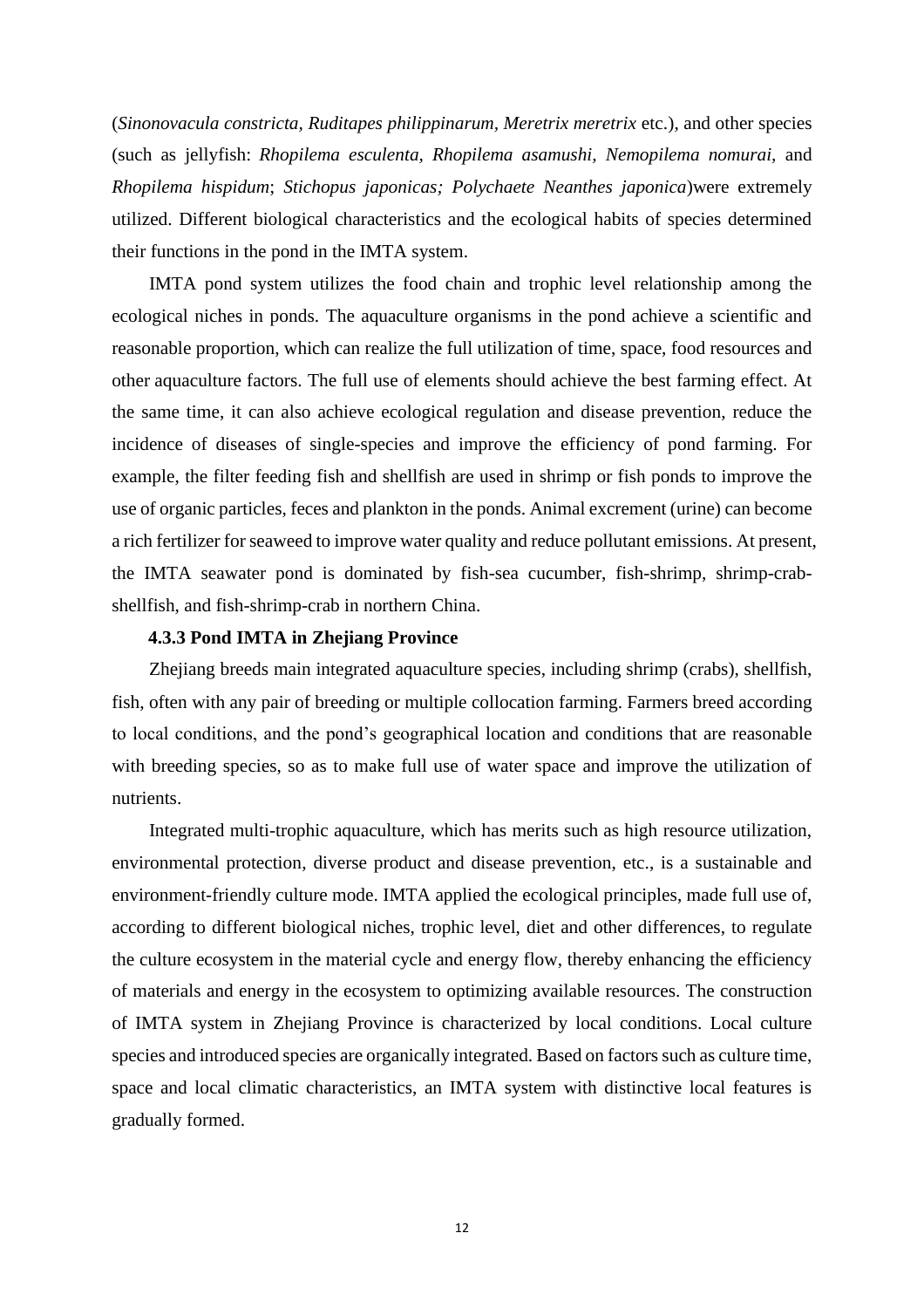(*Sinonovacula constricta, Ruditapes philippinarum*, *Meretrix meretrix* etc.), and other species (such as jellyfish: *Rhopilema esculenta*, *Rhopilema asamushi*, *Nemopilema nomurai,* and *Rhopilema hispidum*; *Stichopus japonicas; Polychaete Neanthes japonica*)were extremely utilized. Different biological characteristics and the ecological habits of species determined their functions in the pond in the IMTA system.

IMTA pond system utilizes the food chain and trophic level relationship among the ecological niches in ponds. The aquaculture organisms in the pond achieve a scientific and reasonable proportion, which can realize the full utilization of time, space, food resources and other aquaculture factors. The full use of elements should achieve the best farming effect. At the same time, it can also achieve ecological regulation and disease prevention, reduce the incidence of diseases of single-species and improve the efficiency of pond farming. For example, the filter feeding fish and shellfish are used in shrimp or fish ponds to improve the use of organic particles, feces and plankton in the ponds. Animal excrement (urine) can become a rich fertilizer for seaweed to improve water quality and reduce pollutant emissions. At present, the IMTA seawater pond is dominated by fish-sea cucumber, fish-shrimp, shrimp-crab-shellfish, and fish-shrimp-crab in northern China.

#### 4.3.3 Pond IMTA in Zhejiang Province

Zhejiang breeds main integrated aquaculture species, including shrimp (crabs), shellfish, fish, often with any pair of breeding or multiple collocation farming. Farmers breed according to local conditions, and the pond's geographical location and conditions that are reasonable with breeding species, so as to make full use of water space and improve the utilization of nutrients.

Integrated multi-trophic aquaculture, which has merits such as high resource utilization, environmental protection, diverse product and disease prevention, etc., is a sustainable and environment-friendly culture mode. IMTA applied the ecological principles, made full use of, according to different biological niches, trophic level, diet and other differences, to regulate the culture ecosystem in the material cycle and energy flow, thereby enhancing the efficiency of materials and energy in the ecosystem to optimizing available resources. The construction of IMTA system in Zhejiang Province is characterized by local conditions. Local culture species and introduced species are organically integrated. Based on factors such as culture time, space and local climatic characteristics, an IMTA system with distinctive local features is gradually formed.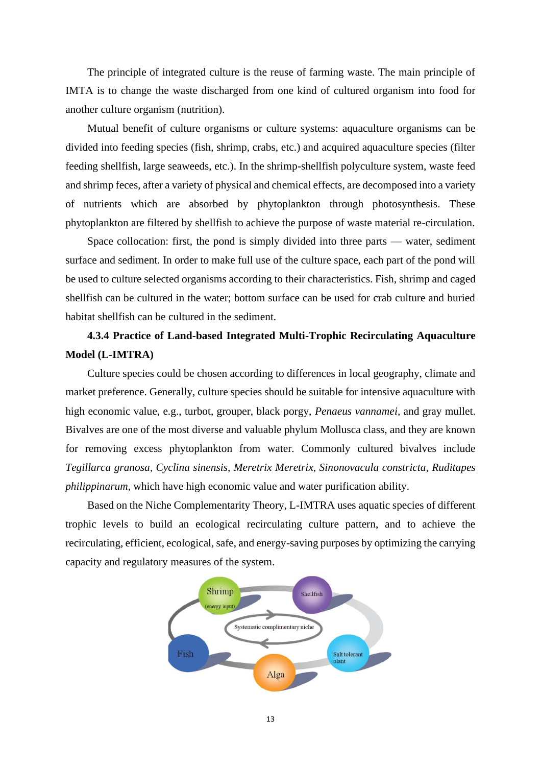The principle of integrated culture is the reuse of farming waste. The main principle of IMTA is to change the waste discharged from one kind of cultured organism into food for another culture organism (nutrition).

Mutual benefit of culture organisms or culture systems: aquaculture organisms can be divided into feeding species (fish, shrimp, crabs, etc.) and acquired aquaculture species (filter feeding shellfish, large seaweeds, etc.). In the shrimp-shellfish polyculture system, waste feed and shrimp feces, after a variety of physical and chemical effects, are decomposed into a variety of nutrients which are absorbed by phytoplankton through photosynthesis. These phytoplankton are filtered by shellfish to achieve the purpose of waste material re-circulation.

Space collocation: first, the pond is simply divided into three parts — water, sediment surface and sediment. In order to make full use of the culture space, each part of the pond will be used to culture selected organisms according to their characteristics. Fish, shrimp and caged shellfish can be cultured in the water; bottom surface can be used for crab culture and buried habitat shellfish can be cultured in the sediment.

### 4.3.4 Practice of Land-based Integrated Multi-Trophic Recirculating Aquaculture Model (L-IMTRA)

Culture species could be chosen according to differences in local geography, climate and market preference. Generally, culture species should be suitable for intensive aquaculture with high economic value, e.g., turbot, grouper, black porgy, *Penaeus vannamei*, and gray mullet. Bivalves are one of the most diverse and valuable phylum Mollusca class, and they are known for removing excess phytoplankton from water. Commonly cultured bivalves include *Tegillarca granosa*, *Cyclina sinensis*, *Meretrix Meretrix*, *Sinonovacula constricta*, *Ruditapes philippinarum*, which have high economic value and water purification ability.

Based on the Niche Complementarity Theory, L-IMTRA uses aquatic species of different trophic levels to build an ecological recirculating culture pattern, and to achieve the recirculating, efficient, ecological, safe, and energy-saving purposes by optimizing the carrying capacity and regulatory measures of the system.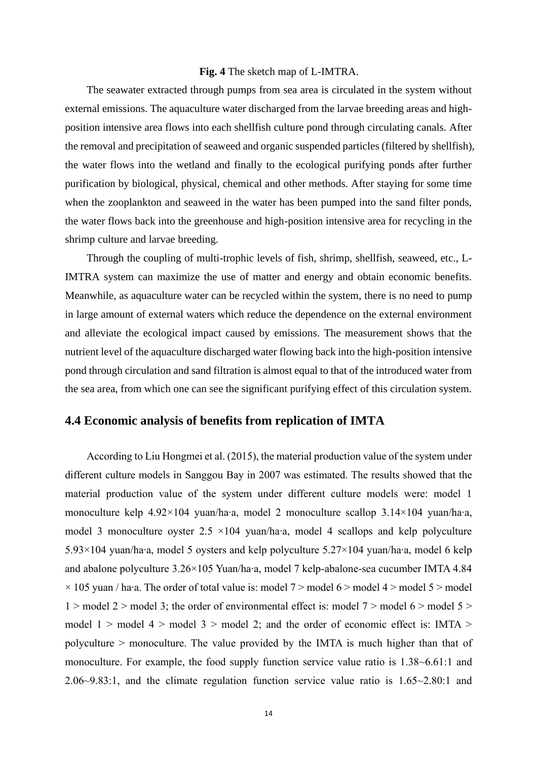**Fig. 4** The sketch map of L-IMTRA.

The seawater extracted through pumps from sea area is circulated in the system without external emissions. The aquaculture water discharged from the larvae breeding areas and high-position intensive area flows into each shellfish culture pond through circulating canals. After the removal and precipitation of seaweed and organic suspended particles (filtered by shellfish), the water flows into the wetland and finally to the ecological purifying ponds after further purification by biological, physical, chemical and other methods. After staying for some time when the zooplankton and seaweed in the water has been pumped into the sand filter ponds, the water flows back into the greenhouse and high-position intensive area for recycling in the shrimp culture and larvae breeding.

Through the coupling of multi-trophic levels of fish, shrimp, shellfish, seaweed, etc., L-IMTRA system can maximize the use of matter and energy and obtain economic benefits. Meanwhile, as aquaculture water can be recycled within the system, there is no need to pump in large amount of external waters which reduce the dependence on the external environment and alleviate the ecological impact caused by emissions. The measurement shows that the nutrient level of the aquaculture discharged water flowing back into the high-position intensive pond through circulation and sand filtration is almost equal to that of the introduced water from the sea area, from which one can see the significant purifying effect of this circulation system.

## 4.4 Economic analysis of benefits from replication of IMTA

According to Liu Hongmei et al. (2015), the material production value of the system under different culture models in Sanggou Bay in 2007 was estimated. The results showed that the material production value of the system under different culture models were: model 1 monoculture kelp 4.92×104 yuan/ha·a, model 2 monoculture scallop 3.14×104 yuan/ha·a, model 3 monoculture oyster 2.5 ×104 yuan/ha·a, model 4 scallops and kelp polyculture 5.93×104 yuan/ha·a, model 5 oysters and kelp polyculture 5.27×104 yuan/ha·a, model 6 kelp and abalone polyculture 3.26×105 Yuan/ha·a, model 7 kelp-abalone-sea cucumber IMTA 4.84 × 105 yuan / ha·a. The order of total value is: model 7 > model 6 > model 4 > model 5 > model 1 > model 2 > model 3; the order of environmental effect is: model 7 > model 6 > model 5 > model 1 > model 4 > model 3 > model 2; and the order of economic effect is: IMTA > polyculture > monoculture. The value provided by the IMTA is much higher than that of monoculture. For example, the food supply function service value ratio is 1.38~6.61:1 and 2.06~9.83:1, and the climate regulation function service value ratio is 1.65~2.80:1 and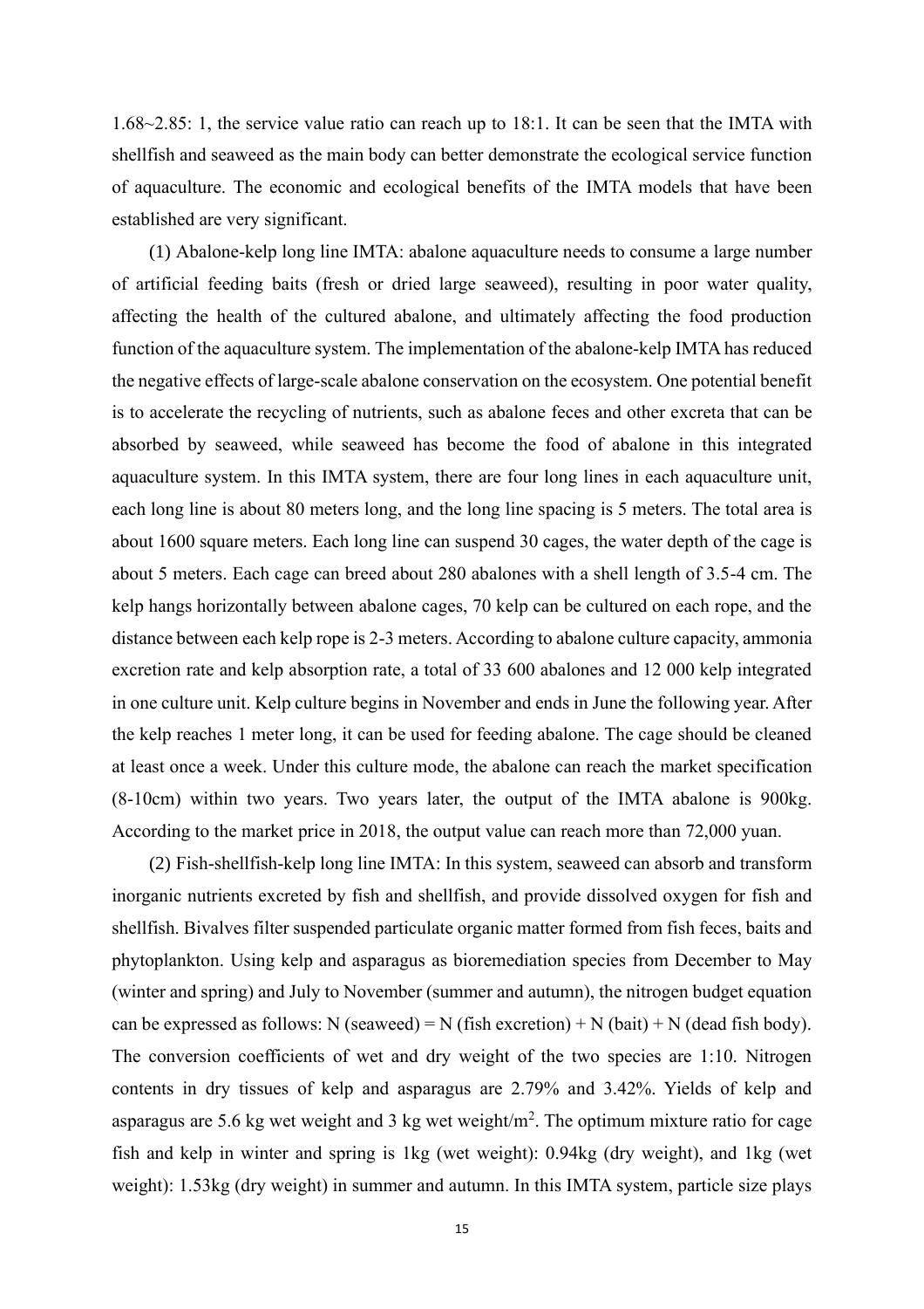1.68~2.85: 1, the service value ratio can reach up to 18:1. It can be seen that the IMTA with shellfish and seaweed as the main body can better demonstrate the ecological service function of aquaculture. The economic and ecological benefits of the IMTA models that have been established are very significant.

(1) Abalone-kelp long line IMTA: abalone aquaculture needs to consume a large number of artificial feeding baits (fresh or dried large seaweed), resulting in poor water quality, affecting the health of the cultured abalone, and ultimately affecting the food production function of the aquaculture system. The implementation of the abalone-kelp IMTA has reduced the negative effects of large-scale abalone conservation on the ecosystem. One potential benefit is to accelerate the recycling of nutrients, such as abalone feces and other excreta that can be absorbed by seaweed, while seaweed has become the food of abalone in this integrated aquaculture system. In this IMTA system, there are four long lines in each aquaculture unit, each long line is about 80 meters long, and the long line spacing is 5 meters. The total area is about 1600 square meters. Each long line can suspend 30 cages, the water depth of the cage is about 5 meters. Each cage can breed about 280 abalones with a shell length of 3.5-4 cm. The kelp hangs horizontally between abalone cages, 70 kelp can be cultured on each rope, and the distance between each kelp rope is 2-3 meters. According to abalone culture capacity, ammonia excretion rate and kelp absorption rate, a total of 33 600 abalones and 12 000 kelp integrated in one culture unit. Kelp culture begins in November and ends in June the following year. After the kelp reaches 1 meter long, it can be used for feeding abalone. The cage should be cleaned at least once a week. Under this culture mode, the abalone can reach the market specification (8-10cm) within two years. Two years later, the output of the IMTA abalone is 900kg. According to the market price in 2018, the output value can reach more than 72,000 yuan.

(2) Fish-shellfish-kelp long line IMTA: In this system, seaweed can absorb and transform inorganic nutrients excreted by fish and shellfish, and provide dissolved oxygen for fish and shellfish. Bivalves filter suspended particulate organic matter formed from fish feces, baits and phytoplankton. Using kelp and asparagus as bioremediation species from December to May (winter and spring) and July to November (summer and autumn), the nitrogen budget equation can be expressed as follows: N (seaweed) = N (fish excretion) + N (bait) + N (dead fish body). The conversion coefficients of wet and dry weight of the two species are 1:10. Nitrogen contents in dry tissues of kelp and asparagus are 2.79% and 3.42%. Yields of kelp and asparagus are 5.6 kg wet weight and 3 kg wet weight/$m^2$. The optimum mixture ratio for cage fish and kelp in winter and spring is 1kg (wet weight): 0.94kg (dry weight), and 1kg (wet weight): 1.53kg (dry weight) in summer and autumn. In this IMTA system, particle size plays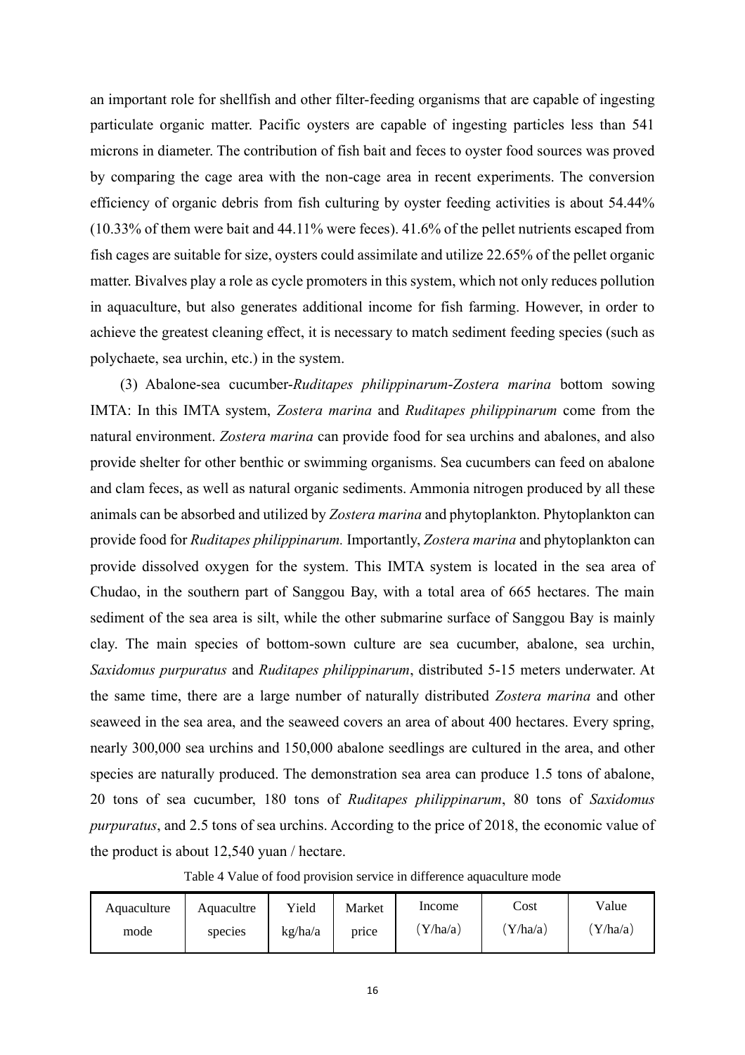an important role for shellfish and other filter-feeding organisms that are capable of ingesting particulate organic matter. Pacific oysters are capable of ingesting particles less than 541 microns in diameter. The contribution of fish bait and feces to oyster food sources was proved by comparing the cage area with the non-cage area in recent experiments. The conversion efficiency of organic debris from fish culturing by oyster feeding activities is about 54.44% (10.33% of them were bait and 44.11% were feces). 41.6% of the pellet nutrients escaped from fish cages are suitable for size, oysters could assimilate and utilize 22.65% of the pellet organic matter. Bivalves play a role as cycle promoters in this system, which not only reduces pollution in aquaculture, but also generates additional income for fish farming. However, in order to achieve the greatest cleaning effect, it is necessary to match sediment feeding species (such as polychaete, sea urchin, etc.) in the system.

(3) Abalone-sea cucumber-*Ruditapes philippinarum*-*Zostera marina* bottom sowing IMTA: In this IMTA system, *Zostera marina* and *Ruditapes philippinarum* come from the natural environment. *Zostera marina* can provide food for sea urchins and abalones, and also provide shelter for other benthic or swimming organisms. Sea cucumbers can feed on abalone and clam feces, as well as natural organic sediments. Ammonia nitrogen produced by all these animals can be absorbed and utilized by *Zostera marina* and phytoplankton. Phytoplankton can provide food for *Ruditapes philippinarum.* Importantly, *Zostera marina* and phytoplankton can provide dissolved oxygen for the system. This IMTA system is located in the sea area of Chudao, in the southern part of Sanggou Bay, with a total area of 665 hectares. The main sediment of the sea area is silt, while the other submarine surface of Sanggou Bay is mainly clay. The main species of bottom-sown culture are sea cucumber, abalone, sea urchin, *Saxidomus purpuratus* and *Ruditapes philippinarum*, distributed 5-15 meters underwater. At the same time, there are a large number of naturally distributed *Zostera marina* and other seaweed in the sea area, and the seaweed covers an area of about 400 hectares. Every spring, nearly 300,000 sea urchins and 150,000 abalone seedlings are cultured in the area, and other species are naturally produced. The demonstration sea area can produce 1.5 tons of abalone, 20 tons of sea cucumber, 180 tons of *Ruditapes philippinarum*, 80 tons of *Saxidomus purpuratus*, and 2.5 tons of sea urchins. According to the price of 2018, the economic value of the product is about 12,540 yuan / hectare.

Table 4 Value of food provision service in difference aquaculture mode

| Aquaculture mode | Aquacultre species | Yield kg/ha/a | Market price | Income (Y/ha/a) | Cost (Y/ha/a) | Value (Y/ha/a) |
|---|---|---|---|---|---|---|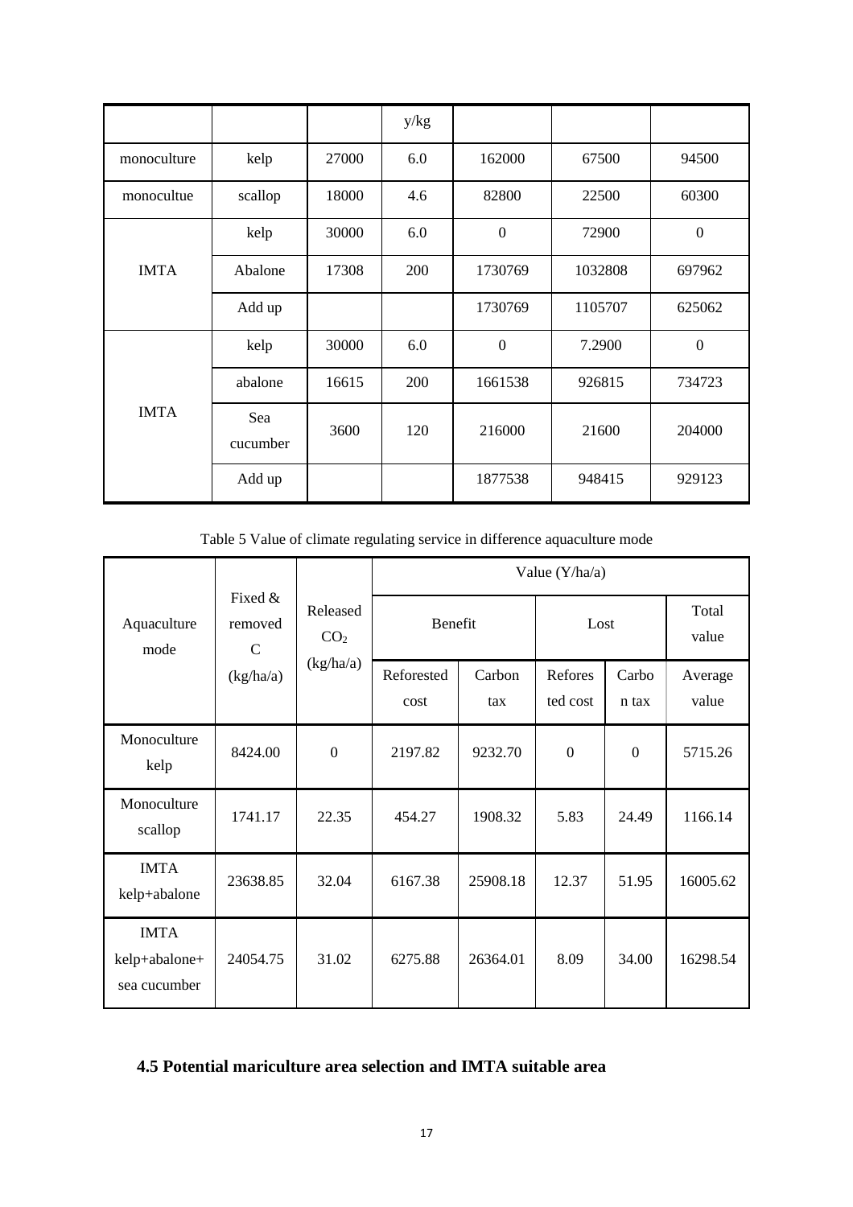| | | | y/kg | | | |
|---|---|---|---|---|---|---|
| monoculture | kelp | 27000 | 6.0 | 162000 | 67500 | 94500 |
| monocultue | scallop | 18000 | 4.6 | 82800 | 22500 | 60300 |
| IMTA | kelp | 30000 | 6.0 | 0 | 72900 | 0 |
| | Abalone | 17308 | 200 | 1730769 | 1032808 | 697962 |
| | Add up | | | 1730769 | 1105707 | 625062 |
| IMTA | kelp | 30000 | 6.0 | 0 | 7.2900 | 0 |
| | abalone | 16615 | 200 | 1661538 | 926815 | 734723 |
| | Sea cucumber | 3600 | 120 | 216000 | 21600 | 204000 |
| | Add up | | | 1877538 | 948415 | 929123 |

Table 5 Value of climate regulating service in difference aquaculture mode

| Aquaculture mode | Fixed & removed C (kg/ha/a) | Released $CO_2$ (kg/ha/a) | Value (Y/ha/a) | | | | |
|---|---|---|---|---|---|---|---|
| | | | Benefit | | Lost | | Total value |
| | | | Reforested cost | Carbon tax | Reforested cost | Carbon tax | Average value |
| Monoculture kelp | 8424.00 | 0 | 2197.82 | 9232.70 | 0 | 0 | 5715.26 |
| Monoculture scallop | 1741.17 | 22.35 | 454.27 | 1908.32 | 5.83 | 24.49 | 1166.14 |
| IMTA kelp+abalone | 23638.85 | 32.04 | 6167.38 | 25908.18 | 12.37 | 51.95 | 16005.62 |
| IMTA kelp+abalone+sea cucumber | 24054.75 | 31.02 | 6275.88 | 26364.01 | 8.09 | 34.00 | 16298.54 |

## 4.5 Potential mariculture area selection and IMTA suitable area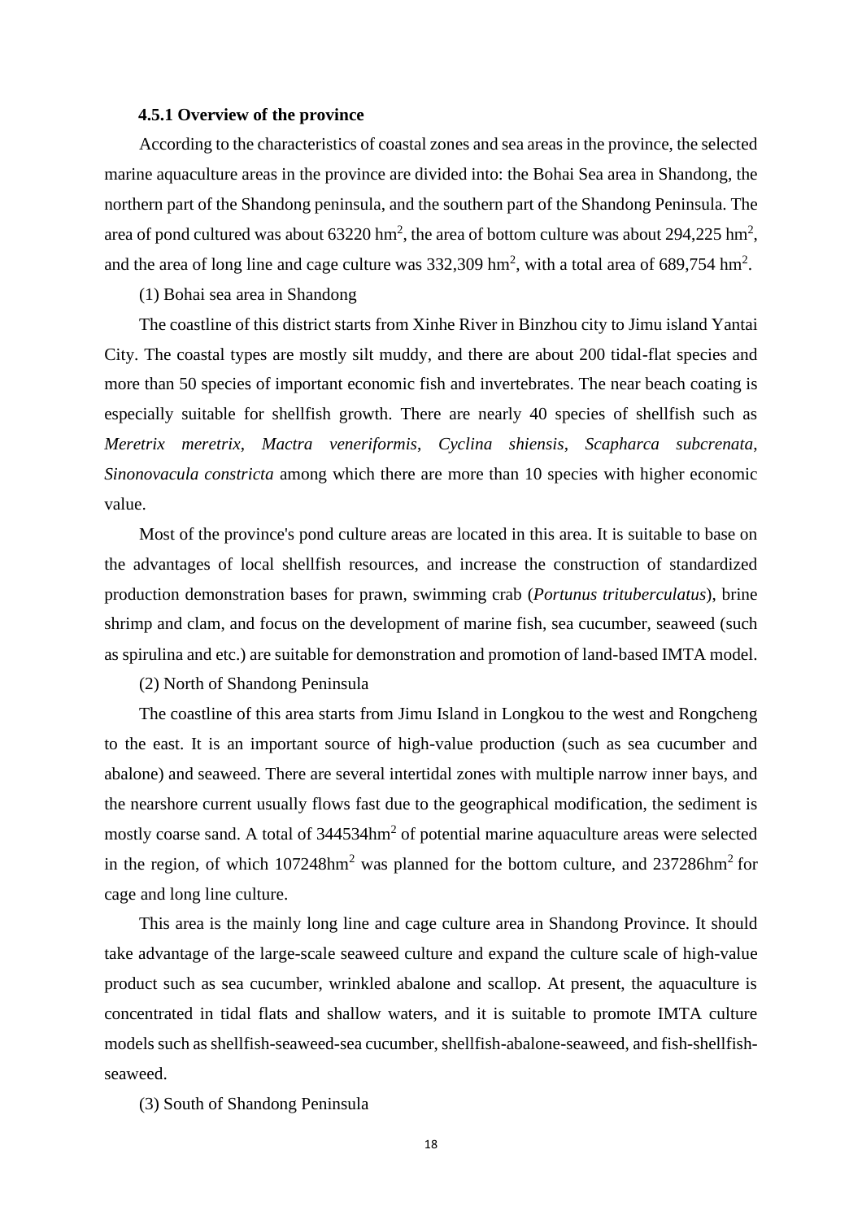### 4.5.1 Overview of the province

According to the characteristics of coastal zones and sea areas in the province, the selected marine aquaculture areas in the province are divided into: the Bohai Sea area in Shandong, the northern part of the Shandong peninsula, and the southern part of the Shandong Peninsula. The area of pond cultured was about 63220 $hm^2$, the area of bottom culture was about 294,225 $hm^2$, and the area of long line and cage culture was 332,309 $hm^2$, with a total area of 689,754 $hm^2$.

(1) Bohai sea area in Shandong

The coastline of this district starts from Xinhe River in Binzhou city to Jimu island Yantai City. The coastal types are mostly silt muddy, and there are about 200 tidal-flat species and more than 50 species of important economic fish and invertebrates. The near beach coating is especially suitable for shellfish growth. There are nearly 40 species of shellfish such as *Meretrix meretrix*, *Mactra veneriformis*, *Cyclina shiensis*, *Scapharca subcrenata*, *Sinonovacula constricta* among which there are more than 10 species with higher economic value.

Most of the province's pond culture areas are located in this area. It is suitable to base on the advantages of local shellfish resources, and increase the construction of standardized production demonstration bases for prawn, swimming crab (*Portunus trituberculatus*), brine shrimp and clam, and focus on the development of marine fish, sea cucumber, seaweed (such as spirulina and etc.) are suitable for demonstration and promotion of land-based IMTA model.

(2) North of Shandong Peninsula

The coastline of this area starts from Jimu Island in Longkou to the west and Rongcheng to the east. It is an important source of high-value production (such as sea cucumber and abalone) and seaweed. There are several intertidal zones with multiple narrow inner bays, and the nearshore current usually flows fast due to the geographical modification, the sediment is mostly coarse sand. A total of 344534$hm^2$ of potential marine aquaculture areas were selected in the region, of which 107248$hm^2$ was planned for the bottom culture, and 237286$hm^2$ for cage and long line culture.

This area is the mainly long line and cage culture area in Shandong Province. It should take advantage of the large-scale seaweed culture and expand the culture scale of high-value product such as sea cucumber, wrinkled abalone and scallop. At present, the aquaculture is concentrated in tidal flats and shallow waters, and it is suitable to promote IMTA culture models such as shellfish-seaweed-sea cucumber, shellfish-abalone-seaweed, and fish-shellfish-seaweed.

(3) South of Shandong Peninsula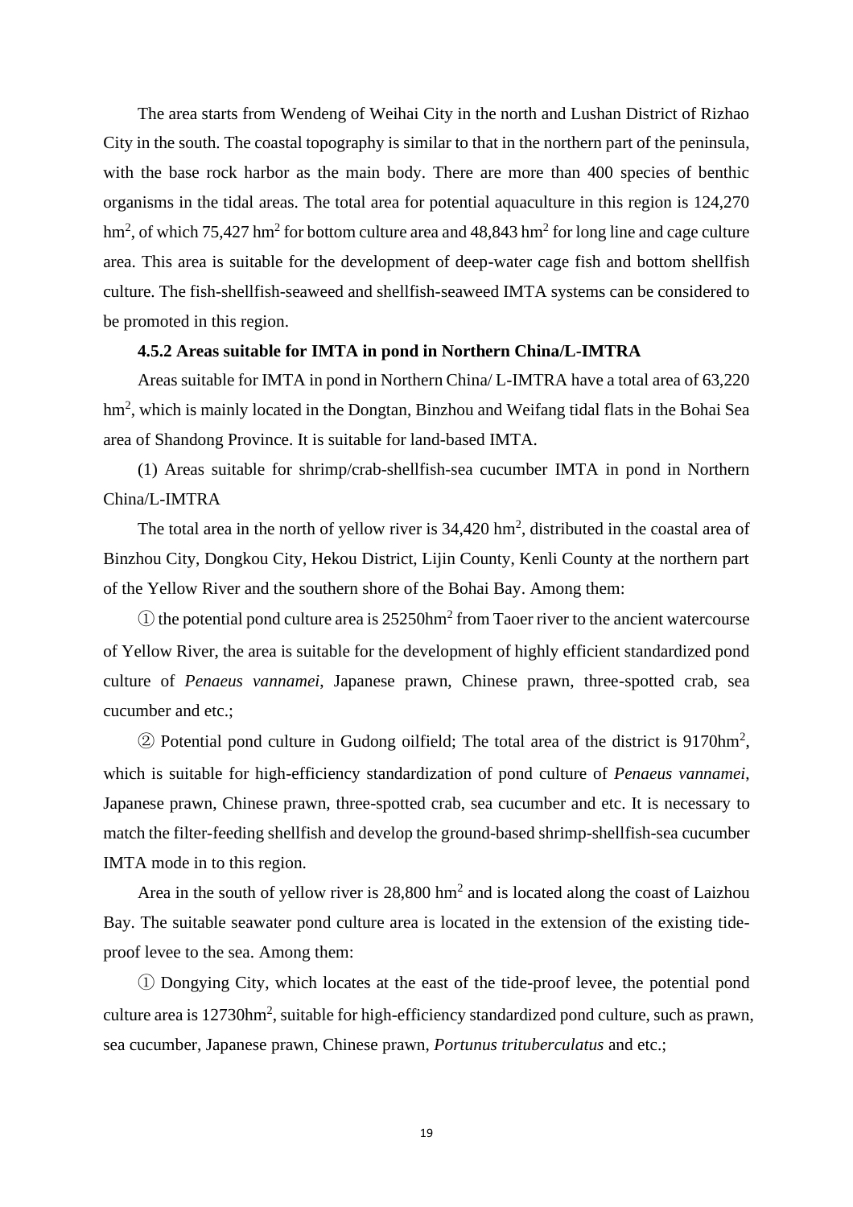The area starts from Wendeng of Weihai City in the north and Lushan District of Rizhao City in the south. The coastal topography is similar to that in the northern part of the peninsula, with the base rock harbor as the main body. There are more than 400 species of benthic organisms in the tidal areas. The total area for potential aquaculture in this region is 124,270 $hm^2$, of which 75,427 $hm^2$ for bottom culture area and 48,843 $hm^2$ for long line and cage culture area. This area is suitable for the development of deep-water cage fish and bottom shellfish culture. The fish-shellfish-seaweed and shellfish-seaweed IMTA systems can be considered to be promoted in this region.

### 4.5.2 Areas suitable for IMTA in pond in Northern China/L-IMTRA

Areas suitable for IMTA in pond in Northern China/ L-IMTRA have a total area of 63,220 $hm^2$, which is mainly located in the Dongtan, Binzhou and Weifang tidal flats in the Bohai Sea area of Shandong Province. It is suitable for land-based IMTA.

(1) Areas suitable for shrimp/crab-shellfish-sea cucumber IMTA in pond in Northern China/L-IMTRA

The total area in the north of yellow river is 34,420 $hm^2$, distributed in the coastal area of Binzhou City, Dongkou City, Hekou District, Lijin County, Kenli County at the northern part of the Yellow River and the southern shore of the Bohai Bay. Among them:

① the potential pond culture area is 25250$hm^2$ from Taoer river to the ancient watercourse of Yellow River, the area is suitable for the development of highly efficient standardized pond culture of *Penaeus vannamei*, Japanese prawn, Chinese prawn, three-spotted crab, sea cucumber and etc.;

② Potential pond culture in Gudong oilfield; The total area of the district is 9170$hm^2$, which is suitable for high-efficiency standardization of pond culture of *Penaeus vannamei*, Japanese prawn, Chinese prawn, three-spotted crab, sea cucumber and etc. It is necessary to match the filter-feeding shellfish and develop the ground-based shrimp-shellfish-sea cucumber IMTA mode in to this region.

Area in the south of yellow river is 28,800 $hm^2$ and is located along the coast of Laizhou Bay. The suitable seawater pond culture area is located in the extension of the existing tide-proof levee to the sea. Among them:

① Dongying City, which locates at the east of the tide-proof levee, the potential pond culture area is 12730$hm^2$, suitable for high-efficiency standardized pond culture, such as prawn, sea cucumber, Japanese prawn, Chinese prawn, *Portunus trituberculatus* and etc.;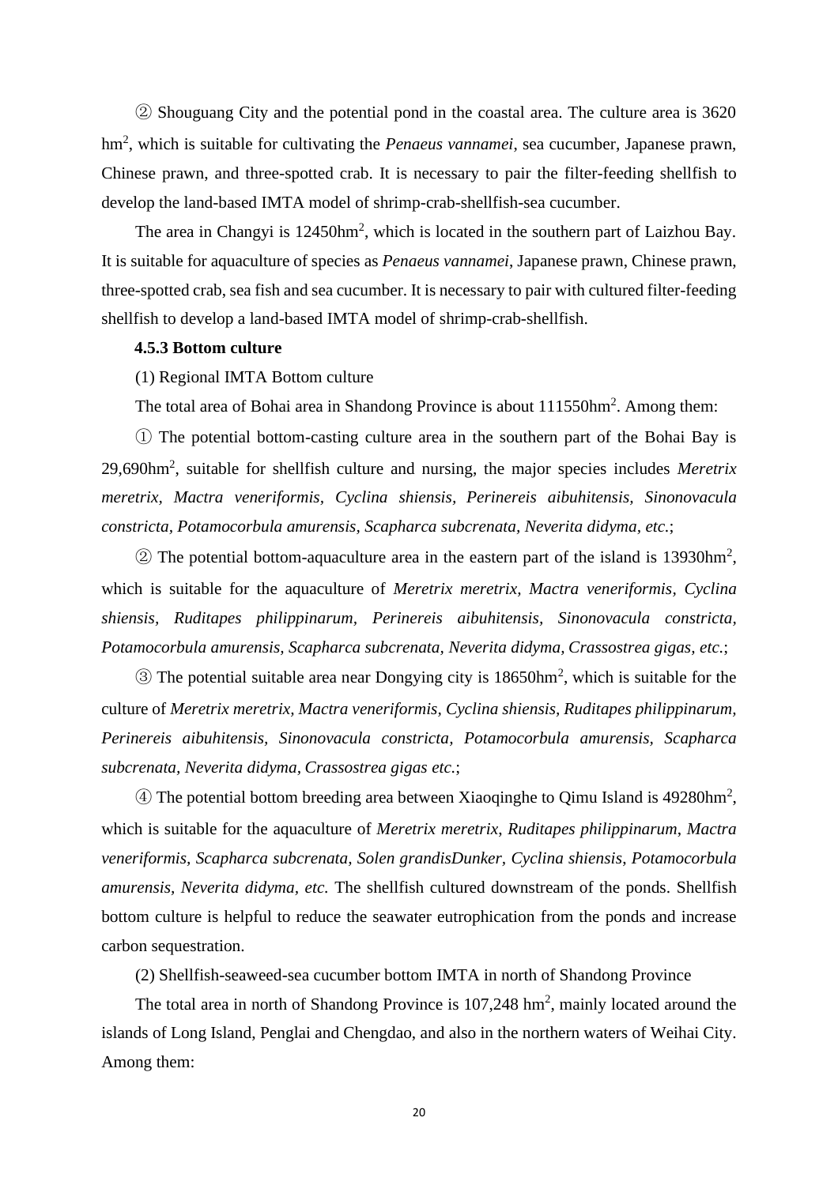② Shouguang City and the potential pond in the coastal area. The culture area is 3620 $hm^2$, which is suitable for cultivating the *Penaeus vannamei*, sea cucumber, Japanese prawn, Chinese prawn, and three-spotted crab. It is necessary to pair the filter-feeding shellfish to develop the land-based IMTA model of shrimp-crab-shellfish-sea cucumber.

The area in Changyi is $12450hm^2$, which is located in the southern part of Laizhou Bay. It is suitable for aquaculture of species as *Penaeus vannamei*, Japanese prawn, Chinese prawn, three-spotted crab, sea fish and sea cucumber. It is necessary to pair with cultured filter-feeding shellfish to develop a land-based IMTA model of shrimp-crab-shellfish.

**4.5.3 Bottom culture**

(1) Regional IMTA Bottom culture

The total area of Bohai area in Shandong Province is about $111550hm^2$. Among them:

① The potential bottom-casting culture area in the southern part of the Bohai Bay is $29,690hm^2$, suitable for shellfish culture and nursing, the major species includes *Meretrix meretrix, Mactra veneriformis, Cyclina shiensis, Perinereis aibuhitensis, Sinonovacula constricta, Potamocorbula amurensis, Scapharca subcrenata, Neverita didyma, etc.*;

② The potential bottom-aquaculture area in the eastern part of the island is $13930hm^2$, which is suitable for the aquaculture of *Meretrix meretrix, Mactra veneriformis, Cyclina shiensis, Ruditapes philippinarum, Perinereis aibuhitensis, Sinonovacula constricta, Potamocorbula amurensis, Scapharca subcrenata, Neverita didyma, Crassostrea gigas, etc.*;

③ The potential suitable area near Dongying city is $18650hm^2$, which is suitable for the culture of *Meretrix meretrix, Mactra veneriformis, Cyclina shiensis, Ruditapes philippinarum, Perinereis aibuhitensis, Sinonovacula constricta, Potamocorbula amurensis, Scapharca subcrenata, Neverita didyma, Crassostrea gigas etc.*;

④ The potential bottom breeding area between Xiaoqinghe to Qimu Island is $49280hm^2$, which is suitable for the aquaculture of *Meretrix meretrix, Ruditapes philippinarum, Mactra veneriformis, Scapharca subcrenata, Solen grandisDunker, Cyclina shiensis, Potamocorbula amurensis, Neverita didyma, etc.* The shellfish cultured downstream of the ponds. Shellfish bottom culture is helpful to reduce the seawater eutrophication from the ponds and increase carbon sequestration.

(2) Shellfish-seaweed-sea cucumber bottom IMTA in north of Shandong Province

The total area in north of Shandong Province is $107,248\ hm^2$, mainly located around the islands of Long Island, Penglai and Chengdao, and also in the northern waters of Weihai City. Among them: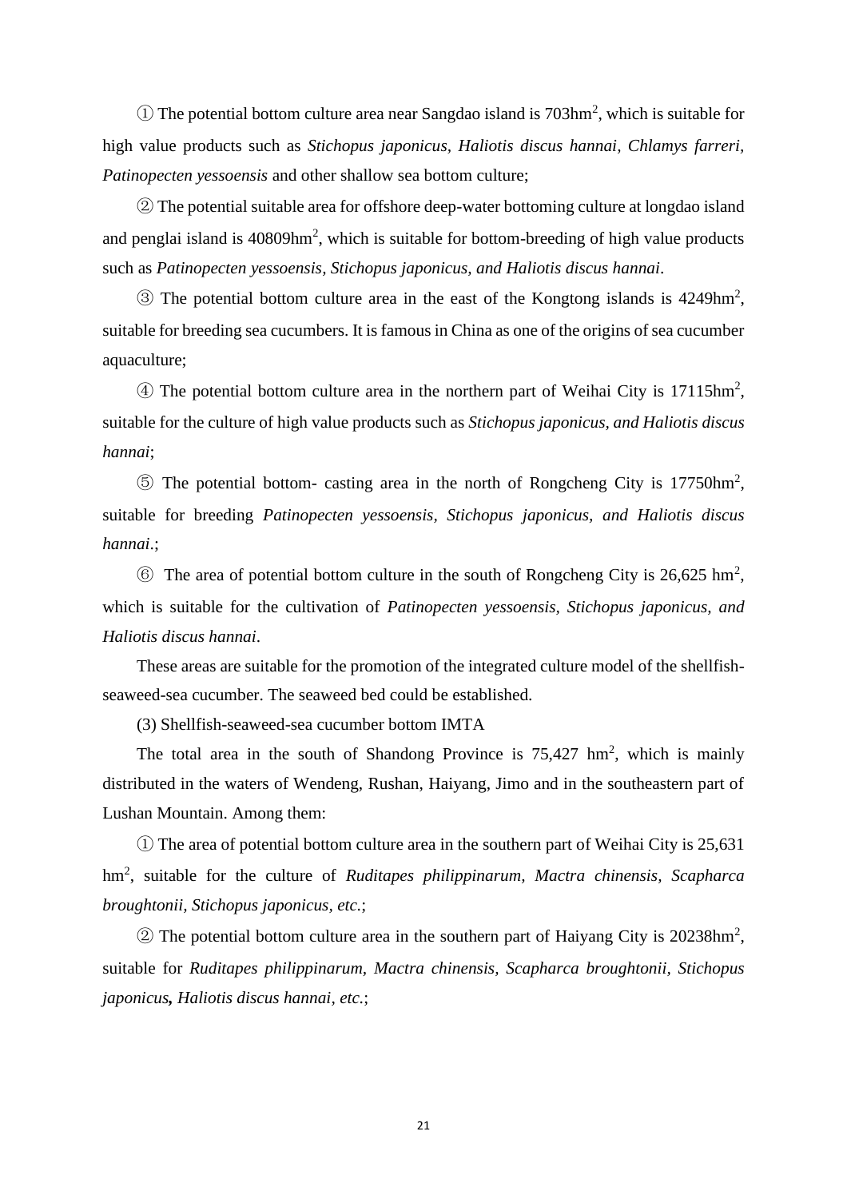① The potential bottom culture area near Sangdao island is 703hm$^2$, which is suitable for high value products such as *Stichopus japonicus, Haliotis discus hannai, Chlamys farreri, Patinopecten yessoensis* and other shallow sea bottom culture;

② The potential suitable area for offshore deep-water bottoming culture at longdao island and penglai island is 40809hm$^2$, which is suitable for bottom-breeding of high value products such as *Patinopecten yessoensis, Stichopus japonicus, and Haliotis discus hannai*.

③ The potential bottom culture area in the east of the Kongtong islands is 4249hm$^2$, suitable for breeding sea cucumbers. It is famous in China as one of the origins of sea cucumber aquaculture;

④ The potential bottom culture area in the northern part of Weihai City is 17115hm$^2$, suitable for the culture of high value products such as *Stichopus japonicus, and Haliotis discus hannai*;

⑤ The potential bottom- casting area in the north of Rongcheng City is 17750hm$^2$, suitable for breeding *Patinopecten yessoensis, Stichopus japonicus, and Haliotis discus hannai*.;

⑥ The area of potential bottom culture in the south of Rongcheng City is 26,625 hm$^2$, which is suitable for the cultivation of *Patinopecten yessoensis, Stichopus japonicus, and Haliotis discus hannai*.

These areas are suitable for the promotion of the integrated culture model of the shellfish-seaweed-sea cucumber. The seaweed bed could be established.

(3) Shellfish-seaweed-sea cucumber bottom IMTA

The total area in the south of Shandong Province is 75,427 hm$^2$, which is mainly distributed in the waters of Wendeng, Rushan, Haiyang, Jimo and in the southeastern part of Lushan Mountain. Among them:

① The area of potential bottom culture area in the southern part of Weihai City is 25,631 hm$^2$, suitable for the culture of *Ruditapes philippinarum, Mactra chinensis, Scapharca broughtonii, Stichopus japonicus, etc.*;

② The potential bottom culture area in the southern part of Haiyang City is 20238hm$^2$, suitable for *Ruditapes philippinarum, Mactra chinensis, Scapharca broughtonii, Stichopus japonicus*, *Haliotis discus hannai, etc.*;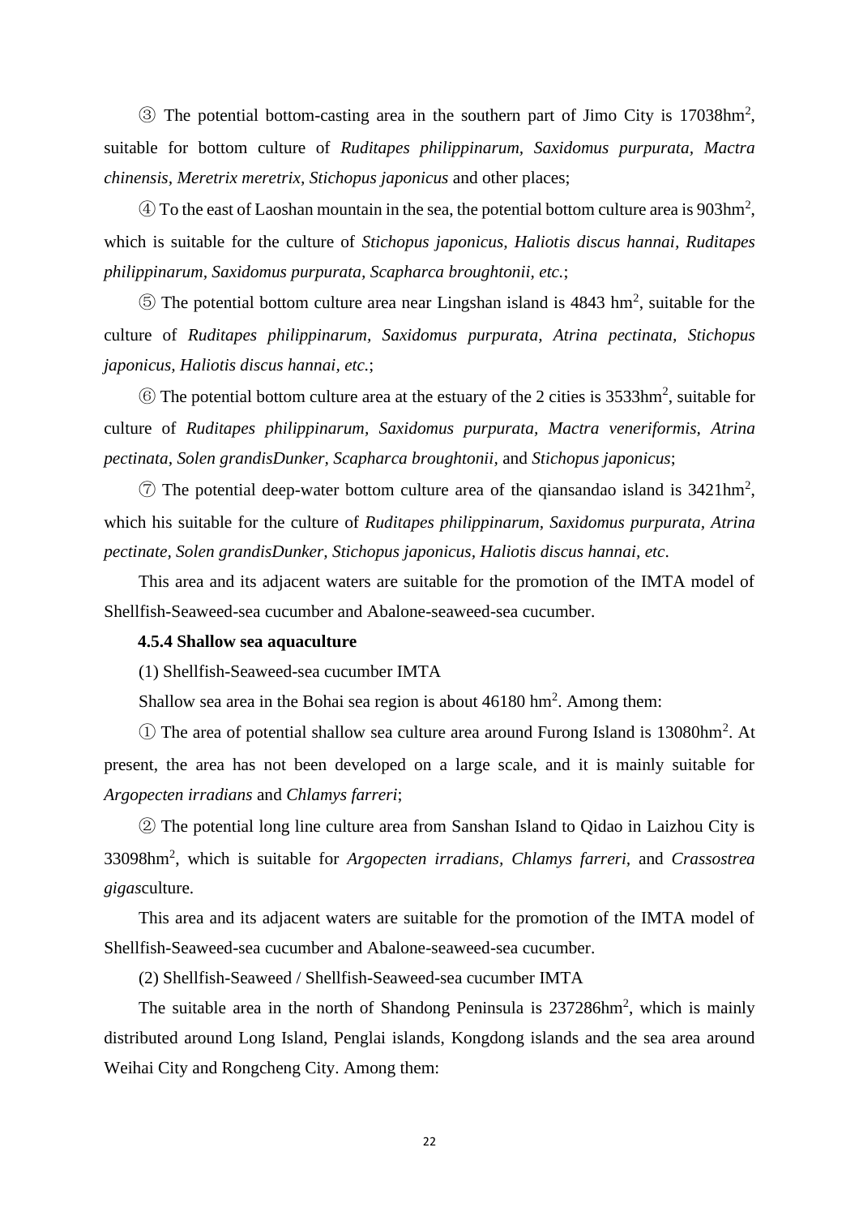③ The potential bottom-casting area in the southern part of Jimo City is 17038hm$^2$, suitable for bottom culture of *Ruditapes philippinarum, Saxidomus purpurata, Mactra chinensis, Meretrix meretrix, Stichopus japonicus* and other places;

④ To the east of Laoshan mountain in the sea, the potential bottom culture area is 903hm$^2$, which is suitable for the culture of *Stichopus japonicus, Haliotis discus hannai, Ruditapes philippinarum, Saxidomus purpurata, Scapharca broughtonii, etc.*;

⑤ The potential bottom culture area near Lingshan island is 4843 hm$^2$, suitable for the culture of *Ruditapes philippinarum, Saxidomus purpurata, Atrina pectinata, Stichopus japonicus, Haliotis discus hannai, etc.*;

⑥ The potential bottom culture area at the estuary of the 2 cities is 3533hm$^2$, suitable for culture of *Ruditapes philippinarum, Saxidomus purpurata, Mactra veneriformis, Atrina pectinata, Solen grandisDunker, Scapharca broughtonii,* and *Stichopus japonicus*;

⑦ The potential deep-water bottom culture area of the qiansandao island is 3421hm$^2$, which his suitable for the culture of *Ruditapes philippinarum, Saxidomus purpurata, Atrina pectinate, Solen grandisDunker, Stichopus japonicus, Haliotis discus hannai, etc*.

This area and its adjacent waters are suitable for the promotion of the IMTA model of Shellfish-Seaweed-sea cucumber and Abalone-seaweed-sea cucumber.

**4.5.4 Shallow sea aquaculture**

(1) Shellfish-Seaweed-sea cucumber IMTA

Shallow sea area in the Bohai sea region is about 46180 hm$^2$. Among them:

① The area of potential shallow sea culture area around Furong Island is 13080hm$^2$. At present, the area has not been developed on a large scale, and it is mainly suitable for *Argopecten irradians* and *Chlamys farreri*;

② The potential long line culture area from Sanshan Island to Qidao in Laizhou City is 33098hm$^2$, which is suitable for *Argopecten irradians, Chlamys farreri,* and *Crassostrea gigas*culture.

This area and its adjacent waters are suitable for the promotion of the IMTA model of Shellfish-Seaweed-sea cucumber and Abalone-seaweed-sea cucumber.

(2) Shellfish-Seaweed / Shellfish-Seaweed-sea cucumber IMTA

The suitable area in the north of Shandong Peninsula is 237286hm$^2$, which is mainly distributed around Long Island, Penglai islands, Kongdong islands and the sea area around Weihai City and Rongcheng City. Among them: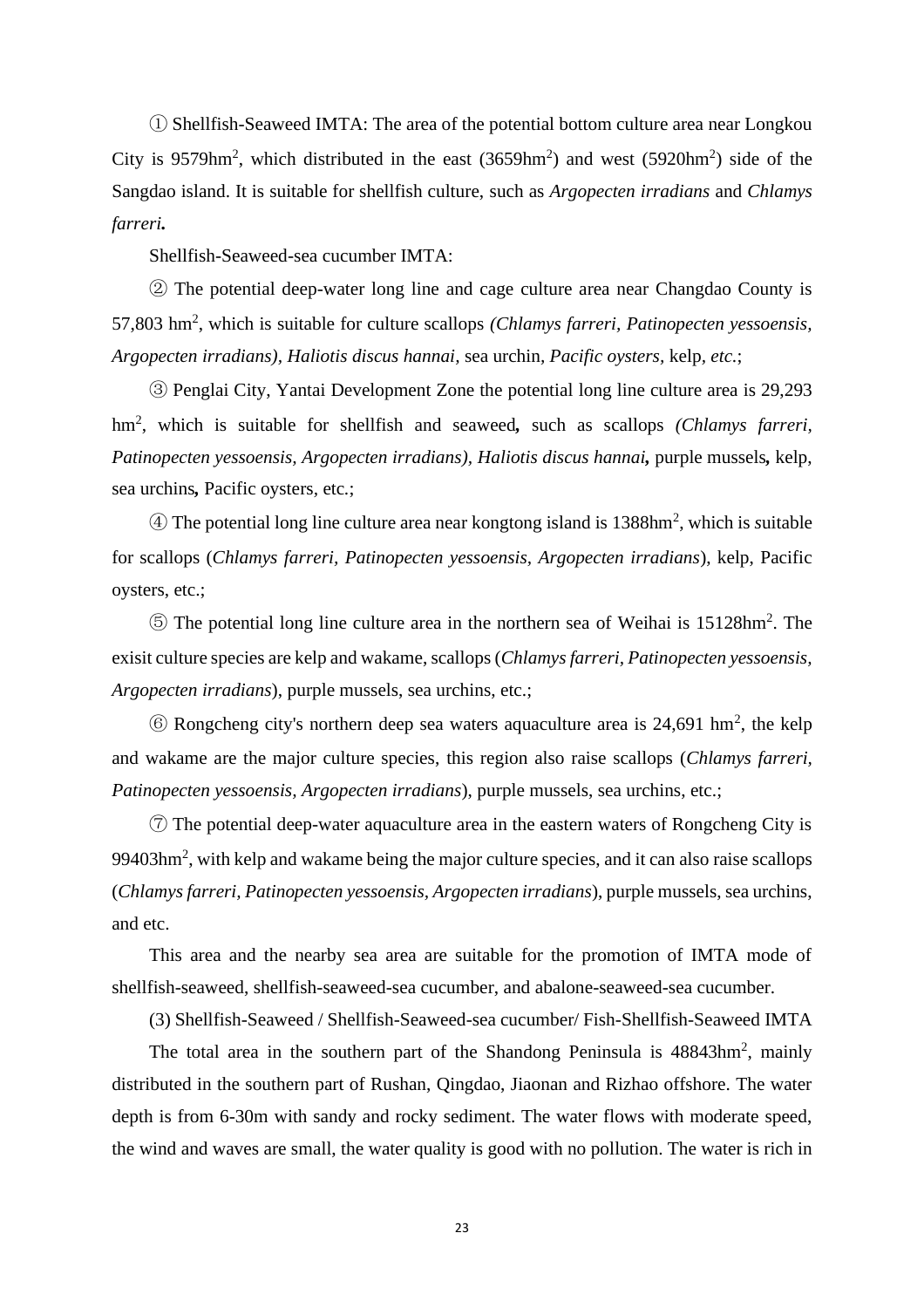① Shellfish-Seaweed IMTA: The area of the potential bottom culture area near Longkou City is 9579hm$^2$, which distributed in the east (3659hm$^2$) and west (5920hm$^2$) side of the Sangdao island. It is suitable for shellfish culture, such as *Argopecten irradians* and *Chlamys farreri.*

Shellfish-Seaweed-sea cucumber IMTA:

② The potential deep-water long line and cage culture area near Changdao County is 57,803 hm$^2$, which is suitable for culture scallops *(Chlamys farreri, Patinopecten yessoensis, Argopecten irradians), Haliotis discus hannai,* sea urchin*, Pacific oysters,* kelp*, etc.*;

③ Penglai City, Yantai Development Zone the potential long line culture area is 29,293 hm$^2$, which is suitable for shellfish and seaweed**,** such as scallops *(Chlamys farreri, Patinopecten yessoensis, Argopecten irradians), Haliotis discus hannai***,** purple mussels**,** kelp, sea urchins**,** Pacific oysters, etc.;

④ The potential long line culture area near kongtong island is 1388hm$^2$, which is suitable for scallops (*Chlamys farreri, Patinopecten yessoensis, Argopecten irradians*), kelp, Pacific oysters, etc.;

⑤ The potential long line culture area in the northern sea of Weihai is 15128hm$^2$. The exisit culture species are kelp and wakame, scallops (*Chlamys farreri, Patinopecten yessoensis, Argopecten irradians*), purple mussels, sea urchins, etc.;

⑥ Rongcheng city's northern deep sea waters aquaculture area is 24,691 hm$^2$, the kelp and wakame are the major culture species, this region also raise scallops (*Chlamys farreri, Patinopecten yessoensis, Argopecten irradians*), purple mussels, sea urchins, etc.;

⑦ The potential deep-water aquaculture area in the eastern waters of Rongcheng City is 99403hm$^2$, with kelp and wakame being the major culture species, and it can also raise scallops (*Chlamys farreri, Patinopecten yessoensis, Argopecten irradians*), purple mussels, sea urchins, and etc.

This area and the nearby sea area are suitable for the promotion of IMTA mode of shellfish-seaweed, shellfish-seaweed-sea cucumber, and abalone-seaweed-sea cucumber.

(3) Shellfish-Seaweed / Shellfish-Seaweed-sea cucumber/ Fish-Shellfish-Seaweed IMTA

The total area in the southern part of the Shandong Peninsula is 48843hm$^2$, mainly distributed in the southern part of Rushan, Qingdao, Jiaonan and Rizhao offshore. The water depth is from 6-30m with sandy and rocky sediment. The water flows with moderate speed, the wind and waves are small, the water quality is good with no pollution. The water is rich in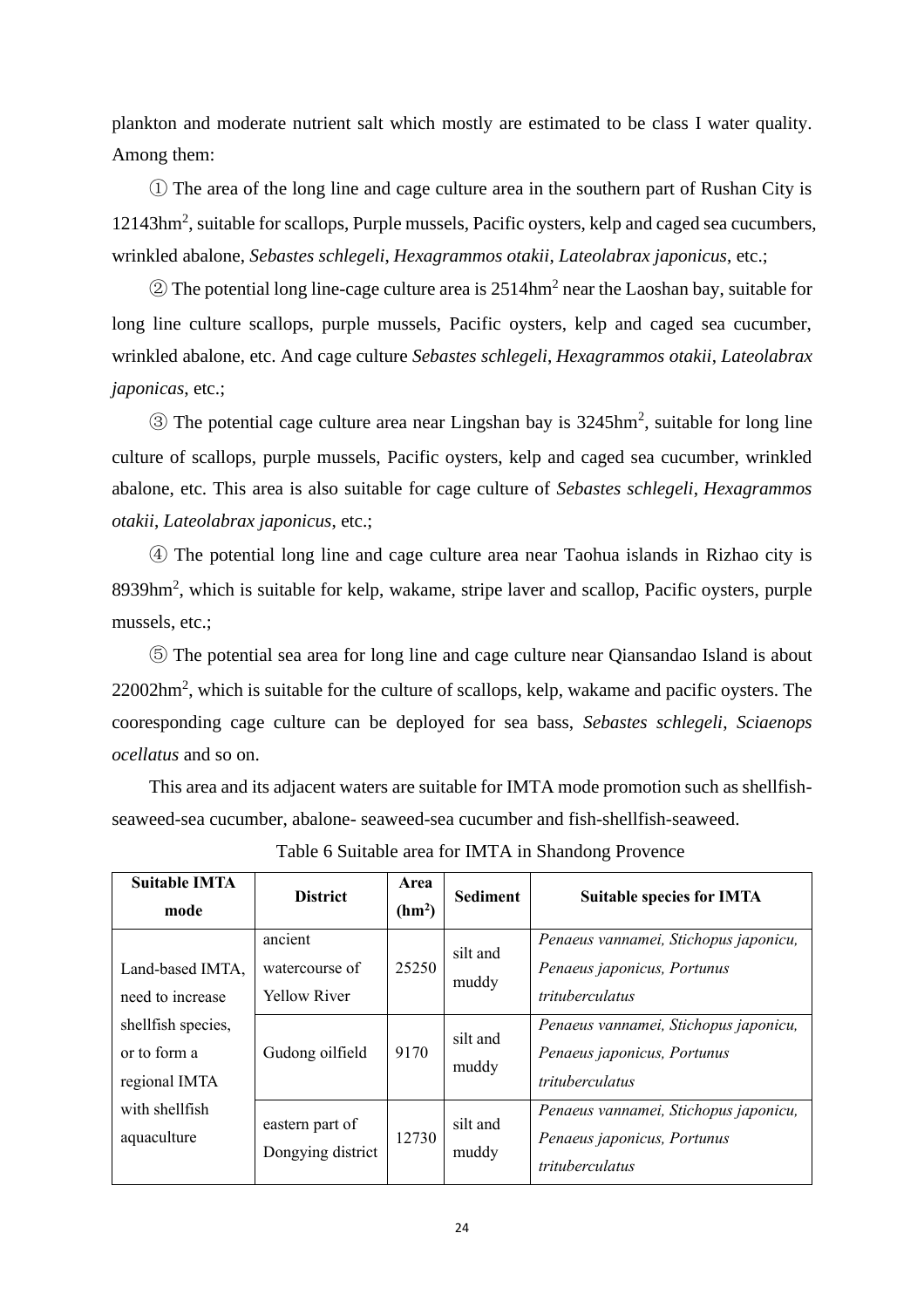plankton and moderate nutrient salt which mostly are estimated to be class I water quality. Among them:

① The area of the long line and cage culture area in the southern part of Rushan City is 12143hm$^2$, suitable for scallops, Purple mussels, Pacific oysters, kelp and caged sea cucumbers, wrinkled abalone, *Sebastes schlegeli*, *Hexagrammos otakii*, *Lateolabrax japonicus*, etc.;

② The potential long line-cage culture area is 2514hm$^2$ near the Laoshan bay, suitable for long line culture scallops, purple mussels, Pacific oysters, kelp and caged sea cucumber, wrinkled abalone, etc. And cage culture *Sebastes schlegeli*, *Hexagrammos otakii*, *Lateolabrax japonicas*, etc.;

③ The potential cage culture area near Lingshan bay is 3245hm$^2$, suitable for long line culture of scallops, purple mussels, Pacific oysters, kelp and caged sea cucumber, wrinkled abalone, etc. This area is also suitable for cage culture of *Sebastes schlegeli*, *Hexagrammos otakii*, *Lateolabrax japonicus*, etc.;

④ The potential long line and cage culture area near Taohua islands in Rizhao city is 8939hm$^2$, which is suitable for kelp, wakame, stripe laver and scallop, Pacific oysters, purple mussels, etc.;

⑤ The potential sea area for long line and cage culture near Qiansandao Island is about 22002hm$^2$, which is suitable for the culture of scallops, kelp, wakame and pacific oysters. The cooresponding cage culture can be deployed for sea bass, *Sebastes schlegeli*, *Sciaenops ocellatus* and so on.

This area and its adjacent waters are suitable for IMTA mode promotion such as shellfish-seaweed-sea cucumber, abalone- seaweed-sea cucumber and fish-shellfish-seaweed.

Table 6 Suitable area for IMTA in Shandong Provence

| Suitable IMTA mode | District | Area (hm$^2$) | Sediment | Suitable species for IMTA |
|---|---|---|---|---|
| Land-based IMTA, need to increase shellfish species, or to form a regional IMTA with shellfish aquaculture | ancient watercourse of Yellow River | 25250 | silt and muddy | *Penaeus vannamei, Stichopus japonicu, Penaeus japonicus, Portunus trituberculatus* |
| | Gudong oilfield | 9170 | silt and muddy | *Penaeus vannamei, Stichopus japonicu, Penaeus japonicus, Portunus trituberculatus* |
| | eastern part of Dongying district | 12730 | silt and muddy | *Penaeus vannamei, Stichopus japonicu, Penaeus japonicus, Portunus trituberculatus* |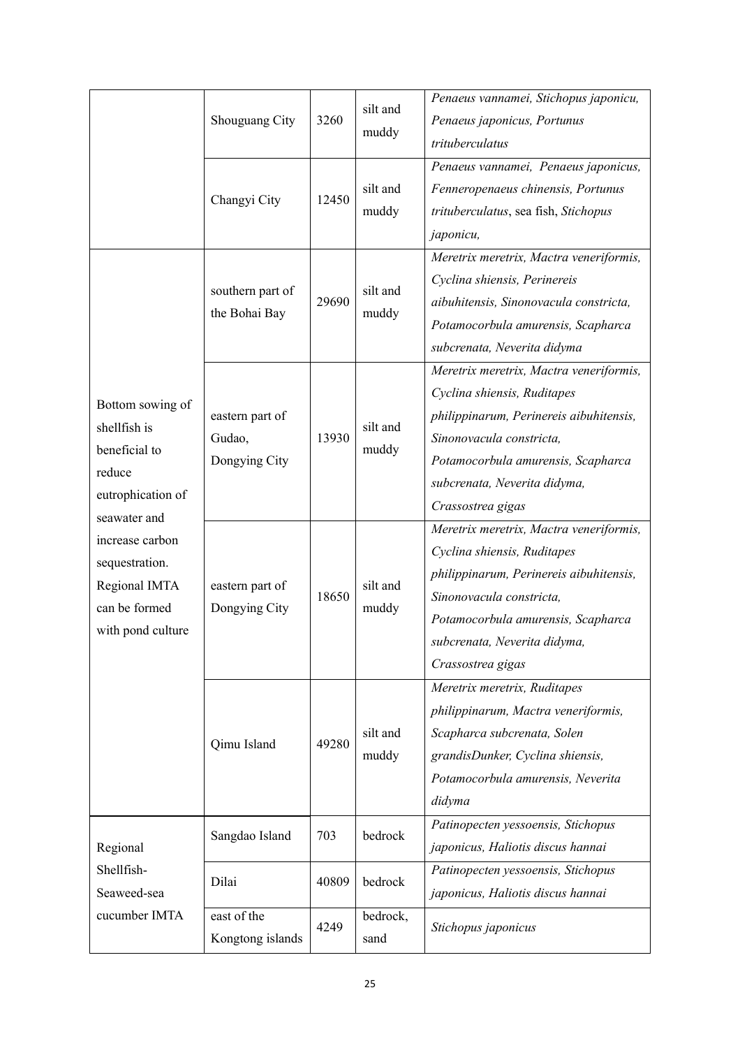| | | | | |
|---|---|---|---|---|
| | Shouguang City | 3260 | silt and muddy | *Penaeus vannamei, Stichopus japonicu, Penaeus japonicus, Portunus trituberculatus* |
| | Changyi City | 12450 | silt and muddy | *Penaeus vannamei, Penaeus japonicus, Fenneropenaeus chinensis, Portunus trituberculatus*, sea fish, *Stichopus japonicu,* |
| Bottom sowing of shellfish is beneficial to reduce eutrophication of seawater and increase carbon sequestration. Regional IMTA can be formed with pond culture | southern part of the Bohai Bay | 29690 | silt and muddy | *Meretrix meretrix, Mactra veneriformis, Cyclina shiensis, Perinereis aibuhitensis, Sinonovacula constricta, Potamocorbula amurensis, Scapharca subcrenata, Neverita didyma* |
| | eastern part of Gudao, Dongying City | 13930 | silt and muddy | *Meretrix meretrix, Mactra veneriformis, Cyclina shiensis, Ruditapes philippinarum, Perinereis aibuhitensis, Sinonovacula constricta, Potamocorbula amurensis, Scapharca subcrenata, Neverita didyma, Crassostrea gigas* |
| | eastern part of Dongying City | 18650 | silt and muddy | *Meretrix meretrix, Mactra veneriformis, Cyclina shiensis, Ruditapes philippinarum, Perinereis aibuhitensis, Sinonovacula constricta, Potamocorbula amurensis, Scapharca subcrenata, Neverita didyma, Crassostrea gigas* |
| | Qimu Island | 49280 | silt and muddy | *Meretrix meretrix, Ruditapes philippinarum, Mactra veneriformis, Scapharca subcrenata, Solen grandisDunker, Cyclina shiensis, Potamocorbula amurensis, Neverita didyma* |
| Regional Shellfish-Seaweed-sea cucumber IMTA | Sangdao Island | 703 | bedrock | *Patinopecten yessoensis, Stichopus japonicus, Haliotis discus hannai* |
| | Dilai | 40809 | bedrock | *Patinopecten yessoensis, Stichopus japonicus, Haliotis discus hannai* |
| | east of the Kongtong islands | 4249 | bedrock, sand | *Stichopus japonicus* |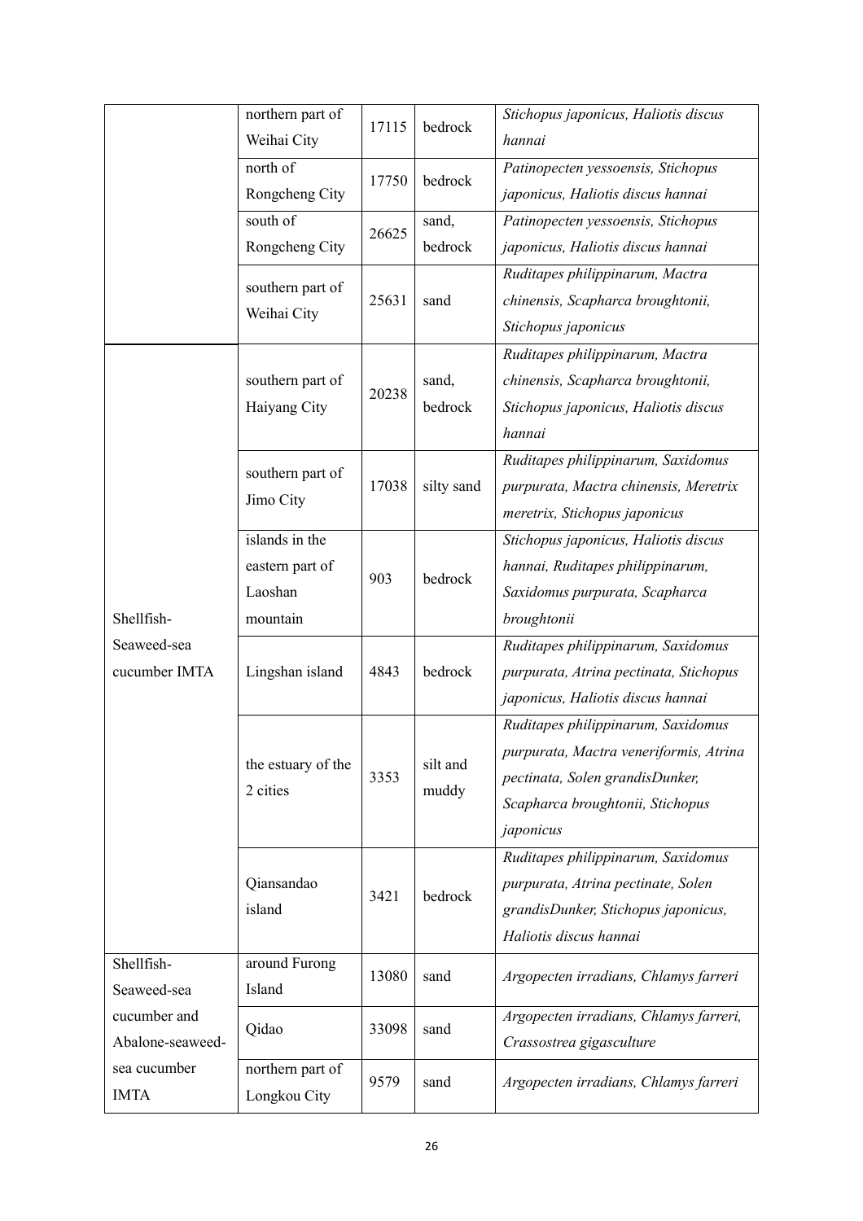| | | | | |
|---|---|---|---|---|
| | northern part of Weihai City | 17115 | bedrock | *Stichopus japonicus, Haliotis discus hannai* |
| | north of Rongcheng City | 17750 | bedrock | *Patinopecten yessoensis, Stichopus japonicus, Haliotis discus hannai* |
| | south of Rongcheng City | 26625 | sand, bedrock | *Patinopecten yessoensis, Stichopus japonicus, Haliotis discus hannai* |
| | southern part of Weihai City | 25631 | sand | *Ruditapes philippinarum, Mactra chinensis, Scapharca broughtonii, Stichopus japonicus* |
| Shellfish-Seaweed-sea cucumber IMTA | southern part of Haiyang City | 20238 | sand, bedrock | *Ruditapes philippinarum, Mactra chinensis, Scapharca broughtonii, Stichopus japonicus, Haliotis discus hannai* |
| | southern part of Jimo City | 17038 | silty sand | *Ruditapes philippinarum, Saxidomus purpurata, Mactra chinensis, Meretrix meretrix, Stichopus japonicus* |
| | islands in the eastern part of Laoshan mountain | 903 | bedrock | *Stichopus japonicus, Haliotis discus hannai, Ruditapes philippinarum, Saxidomus purpurata, Scapharca broughtonii* |
| | Lingshan island | 4843 | bedrock | *Ruditapes philippinarum, Saxidomus purpurata, Atrina pectinata, Stichopus japonicus, Haliotis discus hannai* |
| | the estuary of the 2 cities | 3353 | silt and muddy | *Ruditapes philippinarum, Saxidomus purpurata, Mactra veneriformis, Atrina pectinata, Solen grandisDunker, Scapharca broughtonii, Stichopus japonicus* |
| | Qiansandao island | 3421 | bedrock | *Ruditapes philippinarum, Saxidomus purpurata, Atrina pectinate, Solen grandisDunker, Stichopus japonicus, Haliotis discus hannai* |
| Shellfish-Seaweed-sea cucumber and Abalone-seaweed-sea cucumber IMTA | around Furong Island | 13080 | sand | *Argopecten irradians, Chlamys farreri* |
| | Qidao | 33098 | sand | *Argopecten irradians, Chlamys farreri, Crassostrea gigasculture* |
| | northern part of Longkou City | 9579 | sand | *Argopecten irradians, Chlamys farreri* |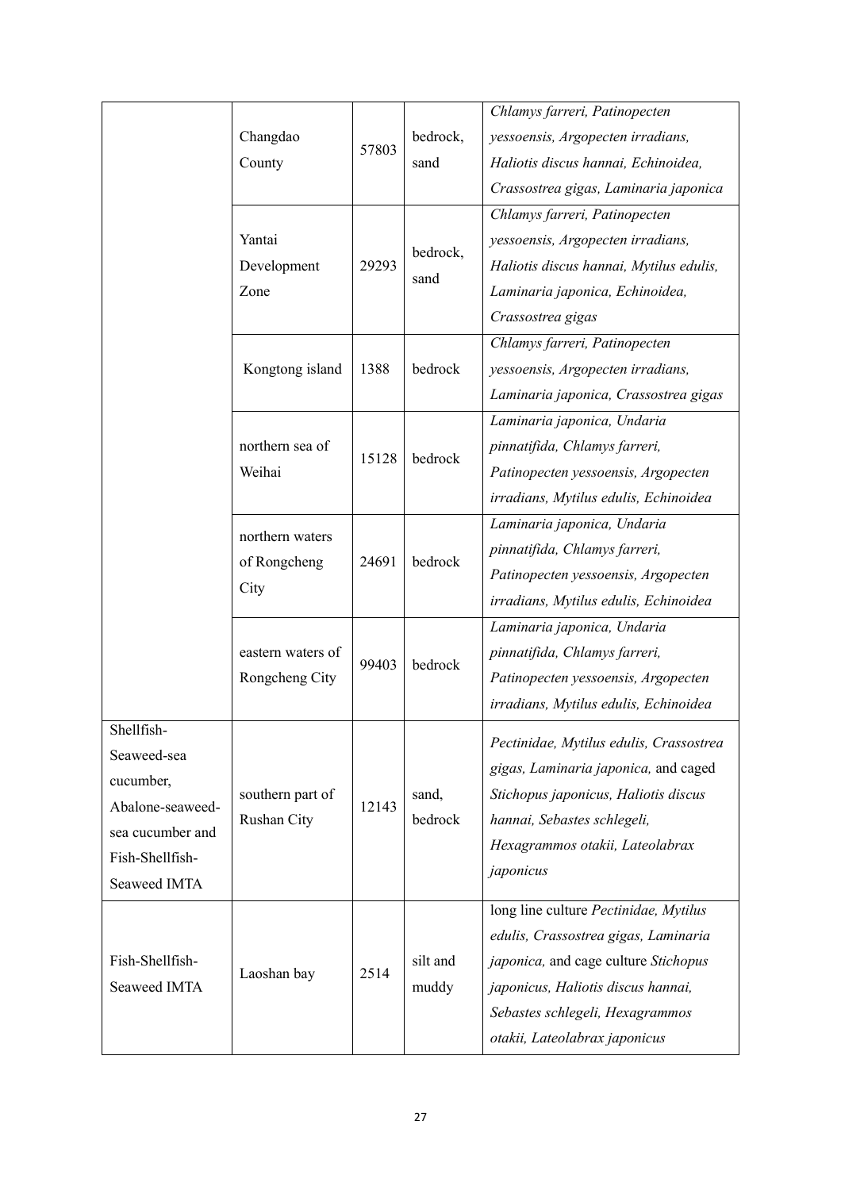| | | | | |
|---|---|---|---|---|
| | Changdao County | 57803 | bedrock, sand | *Chlamys farreri, Patinopecten yessoensis, Argopecten irradians, Haliotis discus hannai, Echinoidea, Crassostrea gigas, Laminaria japonica* |
| | Yantai Development Zone | 29293 | bedrock, sand | *Chlamys farreri, Patinopecten yessoensis, Argopecten irradians, Haliotis discus hannai, Mytilus edulis, Laminaria japonica, Echinoidea, Crassostrea gigas* |
| | Kongtong island | 1388 | bedrock | *Chlamys farreri, Patinopecten yessoensis, Argopecten irradians, Laminaria japonica, Crassostrea gigas* |
| | northern sea of Weihai | 15128 | bedrock | *Laminaria japonica, Undaria pinnatifida, Chlamys farreri, Patinopecten yessoensis, Argopecten irradians, Mytilus edulis, Echinoidea* |
| | northern waters of Rongcheng City | 24691 | bedrock | *Laminaria japonica, Undaria pinnatifida, Chlamys farreri, Patinopecten yessoensis, Argopecten irradians, Mytilus edulis, Echinoidea* |
| | eastern waters of Rongcheng City | 99403 | bedrock | *Laminaria japonica, Undaria pinnatifida, Chlamys farreri, Patinopecten yessoensis, Argopecten irradians, Mytilus edulis, Echinoidea* |
| Shellfish-Seaweed-sea cucumber, Abalone-seaweed-sea cucumber and Fish-Shellfish-Seaweed IMTA | southern part of Rushan City | 12143 | sand, bedrock | *Pectinidae, Mytilus edulis, Crassostrea gigas, Laminaria japonica,* and caged *Stichopus japonicus, Haliotis discus hannai, Sebastes schlegeli, Hexagrammos otakii, Lateolabrax japonicus* |
| Fish-Shellfish-Seaweed IMTA | Laoshan bay | 2514 | silt and muddy | long line culture *Pectinidae, Mytilus edulis, Crassostrea gigas, Laminaria japonica,* and cage culture *Stichopus japonicus, Haliotis discus hannai, Sebastes schlegeli, Hexagrammos otakii, Lateolabrax japonicus* |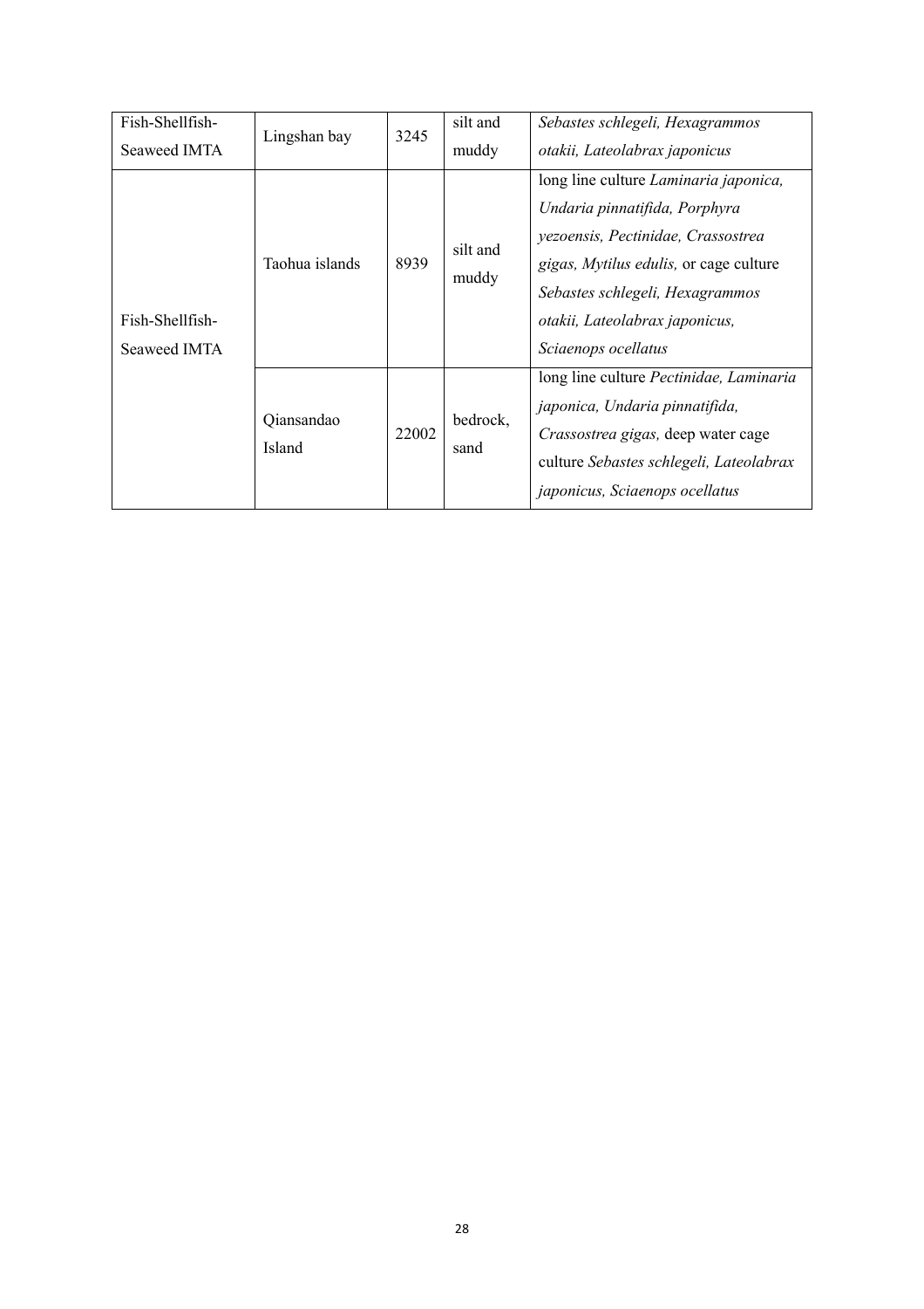| | | | | |
|---|---|---|---|---|
| Fish-Shellfish-Seaweed IMTA | Lingshan bay | 3245 | silt and muddy | *Sebastes schlegeli, Hexagrammos otakii, Lateolabrax japonicus* |
| Fish-Shellfish-Seaweed IMTA | Taohua islands | 8939 | silt and muddy | long line culture *Laminaria japonica, Undaria pinnatifida, Porphyra yezoensis, Pectinidae, Crassostrea gigas, Mytilus edulis,* or cage culture *Sebastes schlegeli, Hexagrammos otakii, Lateolabrax japonicus, Sciaenops ocellatus* |
| | Qiansandao Island | 22002 | bedrock, sand | long line culture *Pectinidae, Laminaria japonica, Undaria pinnatifida, Crassostrea gigas,* deep water cage culture *Sebastes schlegeli, Lateolabrax japonicus, Sciaenops ocellatus* |